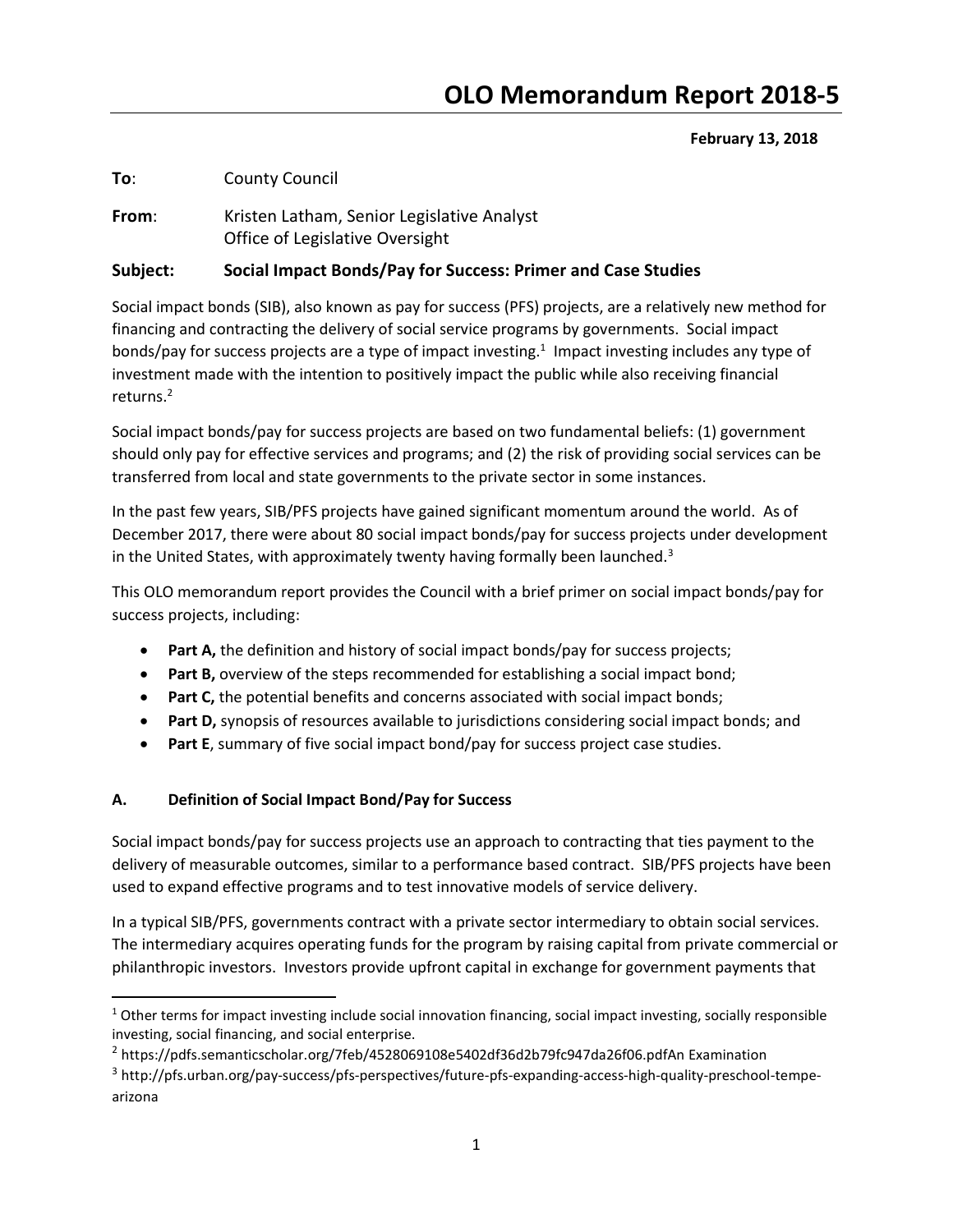# OLO Memorandum Report 2018-5

**February 13, 2018**

**To**: County Council

**From**: Kristen Latham, Senior Legislative Analyst
Office of Legislative Oversight

**Subject: Social Impact Bonds/Pay for Success: Primer and Case Studies**

Social impact bonds (SIB), also known as pay for success (PFS) projects, are a relatively new method for financing and contracting the delivery of social service programs by governments. Social impact bonds/pay for success projects are a type of impact investing.[1] Impact investing includes any type of investment made with the intention to positively impact the public while also receiving financial returns.[2]

Social impact bonds/pay for success projects are based on two fundamental beliefs: (1) government should only pay for effective services and programs; and (2) the risk of providing social services can be transferred from local and state governments to the private sector in some instances.

In the past few years, SIB/PFS projects have gained significant momentum around the world. As of December 2017, there were about 80 social impact bonds/pay for success projects under development in the United States, with approximately twenty having formally been launched.[3]

This OLO memorandum report provides the Council with a brief primer on social impact bonds/pay for success projects, including:

- **Part A,** the definition and history of social impact bonds/pay for success projects;
- **Part B,** overview of the steps recommended for establishing a social impact bond;
- **Part C,** the potential benefits and concerns associated with social impact bonds;
- **Part D,** synopsis of resources available to jurisdictions considering social impact bonds; and
- **Part E**, summary of five social impact bond/pay for success project case studies.

### A. Definition of Social Impact Bond/Pay for Success

Social impact bonds/pay for success projects use an approach to contracting that ties payment to the delivery of measurable outcomes, similar to a performance based contract. SIB/PFS projects have been used to expand effective programs and to test innovative models of service delivery.

In a typical SIB/PFS, governments contract with a private sector intermediary to obtain social services. The intermediary acquires operating funds for the program by raising capital from private commercial or philanthropic investors. Investors provide upfront capital in exchange for government payments that

---

[1] Other terms for impact investing include social innovation financing, social impact investing, socially responsible investing, social financing, and social enterprise.

[2] https://pdfs.semanticscholar.org/7feb/4528069108e5402df36d2b79fc947da26f06.pdfAn Examination

[3] http://pfs.urban.org/pay-success/pfs-perspectives/future-pfs-expanding-access-high-quality-preschool-tempe-arizona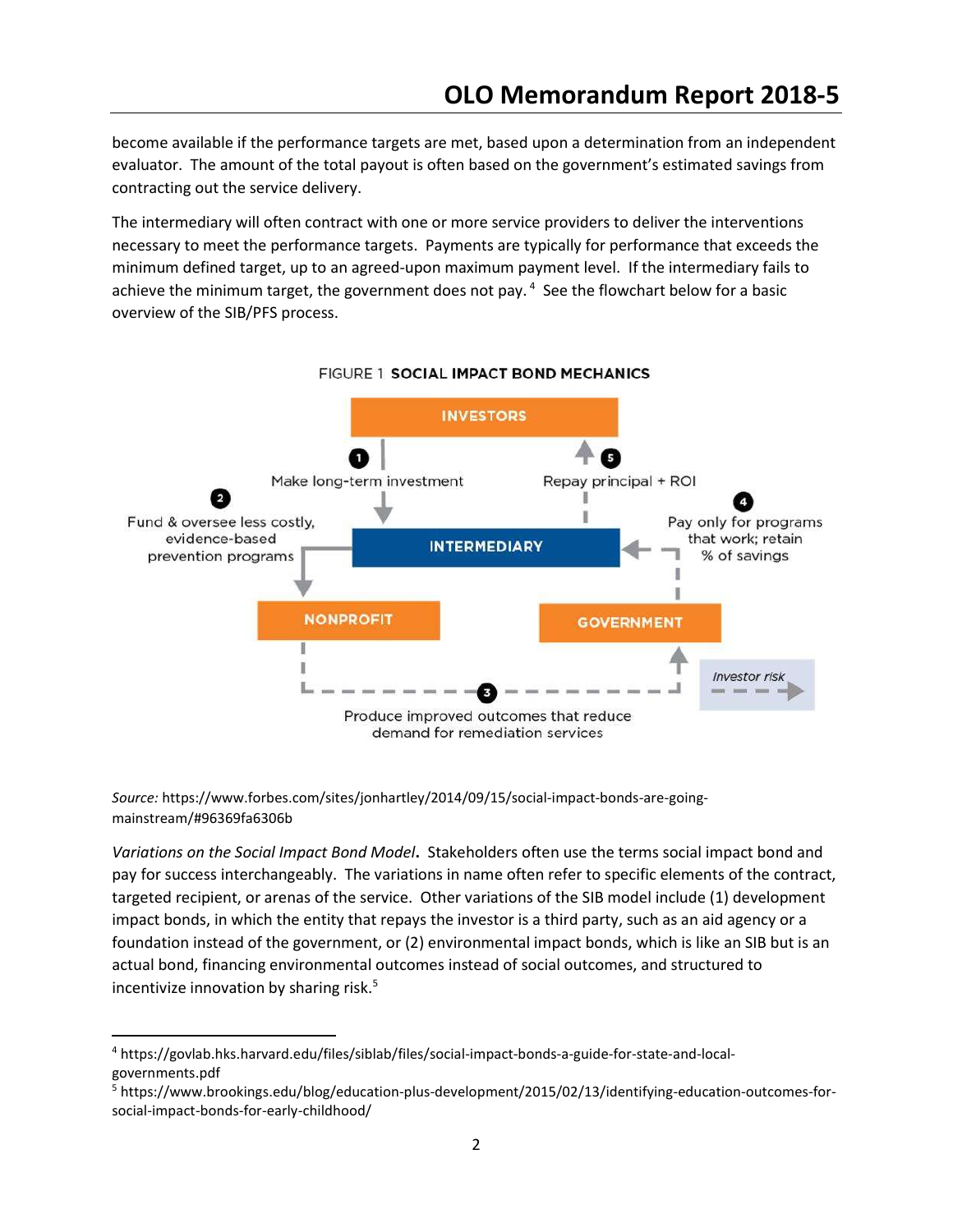become available if the performance targets are met, based upon a determination from an independent evaluator. The amount of the total payout is often based on the government's estimated savings from contracting out the service delivery.

The intermediary will often contract with one or more service providers to deliver the interventions necessary to meet the performance targets. Payments are typically for performance that exceeds the minimum defined target, up to an agreed-upon maximum payment level. If the intermediary fails to achieve the minimum target, the government does not pay.[4] See the flowchart below for a basic overview of the SIB/PFS process.

FIGURE 1 **SOCIAL IMPACT BOND MECHANICS**

INVESTORS

1. Make long-term investment
2. Fund & oversee less costly, evidence-based prevention programs
3. Produce improved outcomes that reduce demand for remediation services
4. Pay only for programs that work; retain % of savings
5. Repay principal + ROI

INTERMEDIARY

NONPROFIT

GOVERNMENT

*Investor risk*

*Source:* https://www.forbes.com/sites/jonhartley/2014/09/15/social-impact-bonds-are-going-mainstream/#96369fa6306b

*Variations on the Social Impact Bond Model***.** Stakeholders often use the terms social impact bond and pay for success interchangeably. The variations in name often refer to specific elements of the contract, targeted recipient, or arenas of the service. Other variations of the SIB model include (1) development impact bonds, in which the entity that repays the investor is a third party, such as an aid agency or a foundation instead of the government, or (2) environmental impact bonds, which is like an SIB but is an actual bond, financing environmental outcomes instead of social outcomes, and structured to incentivize innovation by sharing risk.[5]

---

[4] https://govlab.hks.harvard.edu/files/siblab/files/social-impact-bonds-a-guide-for-state-and-local-governments.pdf

[5] https://www.brookings.edu/blog/education-plus-development/2015/02/13/identifying-education-outcomes-for-social-impact-bonds-for-early-childhood/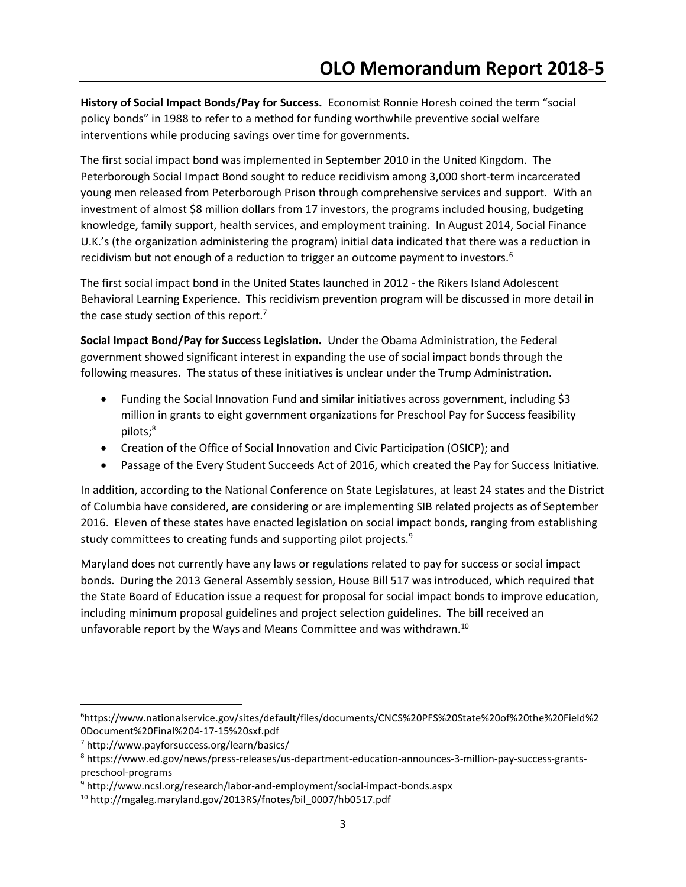**History of Social Impact Bonds/Pay for Success.** Economist Ronnie Horesh coined the term "social policy bonds" in 1988 to refer to a method for funding worthwhile preventive social welfare interventions while producing savings over time for governments.

The first social impact bond was implemented in September 2010 in the United Kingdom. The Peterborough Social Impact Bond sought to reduce recidivism among 3,000 short-term incarcerated young men released from Peterborough Prison through comprehensive services and support. With an investment of almost $8 million dollars from 17 investors, the programs included housing, budgeting knowledge, family support, health services, and employment training. In August 2014, Social Finance U.K.'s (the organization administering the program) initial data indicated that there was a reduction in recidivism but not enough of a reduction to trigger an outcome payment to investors.[6]

The first social impact bond in the United States launched in 2012 - the Rikers Island Adolescent Behavioral Learning Experience. This recidivism prevention program will be discussed in more detail in the case study section of this report.[7]

**Social Impact Bond/Pay for Success Legislation.** Under the Obama Administration, the Federal government showed significant interest in expanding the use of social impact bonds through the following measures. The status of these initiatives is unclear under the Trump Administration.

- Funding the Social Innovation Fund and similar initiatives across government, including $3 million in grants to eight government organizations for Preschool Pay for Success feasibility pilots;[8]
- Creation of the Office of Social Innovation and Civic Participation (OSICP); and
- Passage of the Every Student Succeeds Act of 2016, which created the Pay for Success Initiative.

In addition, according to the National Conference on State Legislatures, at least 24 states and the District of Columbia have considered, are considering or are implementing SIB related projects as of September 2016. Eleven of these states have enacted legislation on social impact bonds, ranging from establishing study committees to creating funds and supporting pilot projects.[9]

Maryland does not currently have any laws or regulations related to pay for success or social impact bonds. During the 2013 General Assembly session, House Bill 517 was introduced, which required that the State Board of Education issue a request for proposal for social impact bonds to improve education, including minimum proposal guidelines and project selection guidelines. The bill received an unfavorable report by the Ways and Means Committee and was withdrawn.[10]

---

[6] https://www.nationalservice.gov/sites/default/files/documents/CNCS%20PFS%20State%20of%20the%20Field%20Document%20Final%204-17-15%20sxf.pdf

[7] http://www.payforsuccess.org/learn/basics/

[8] https://www.ed.gov/news/press-releases/us-department-education-announces-3-million-pay-success-grants-preschool-programs

[9] http://www.ncsl.org/research/labor-and-employment/social-impact-bonds.aspx

[10] http://mgaleg.maryland.gov/2013RS/fnotes/bil_0007/hb0517.pdf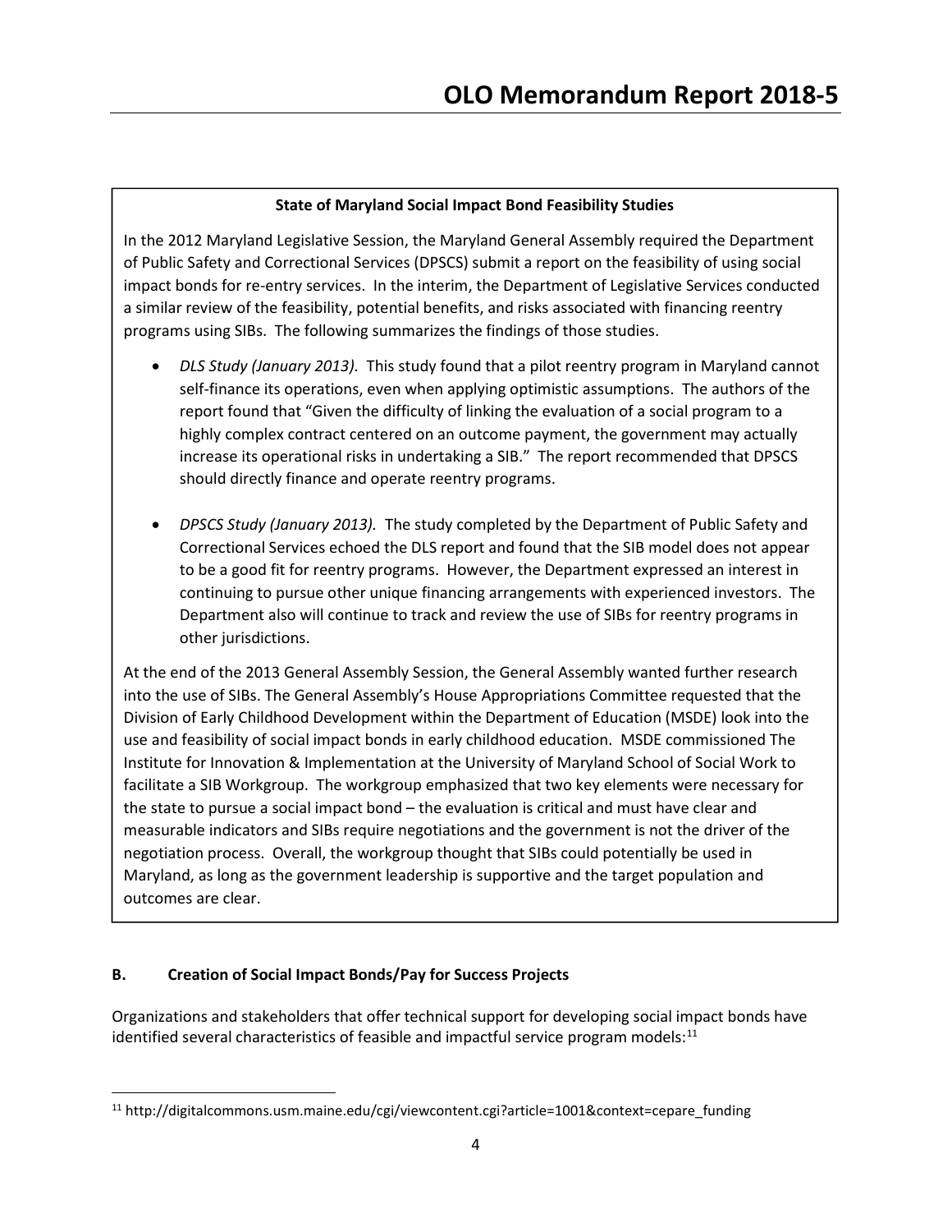**State of Maryland Social Impact Bond Feasibility Studies**

In the 2012 Maryland Legislative Session, the Maryland General Assembly required the Department of Public Safety and Correctional Services (DPSCS) submit a report on the feasibility of using social impact bonds for re-entry services. In the interim, the Department of Legislative Services conducted a similar review of the feasibility, potential benefits, and risks associated with financing reentry programs using SIBs. The following summarizes the findings of those studies.

- *DLS Study (January 2013).* This study found that a pilot reentry program in Maryland cannot self-finance its operations, even when applying optimistic assumptions. The authors of the report found that "Given the difficulty of linking the evaluation of a social program to a highly complex contract centered on an outcome payment, the government may actually increase its operational risks in undertaking a SIB." The report recommended that DPSCS should directly finance and operate reentry programs.

- *DPSCS Study (January 2013).* The study completed by the Department of Public Safety and Correctional Services echoed the DLS report and found that the SIB model does not appear to be a good fit for reentry programs. However, the Department expressed an interest in continuing to pursue other unique financing arrangements with experienced investors. The Department also will continue to track and review the use of SIBs for reentry programs in other jurisdictions.

At the end of the 2013 General Assembly Session, the General Assembly wanted further research into the use of SIBs. The General Assembly's House Appropriations Committee requested that the Division of Early Childhood Development within the Department of Education (MSDE) look into the use and feasibility of social impact bonds in early childhood education. MSDE commissioned The Institute for Innovation & Implementation at the University of Maryland School of Social Work to facilitate a SIB Workgroup. The workgroup emphasized that two key elements were necessary for the state to pursue a social impact bond – the evaluation is critical and must have clear and measurable indicators and SIBs require negotiations and the government is not the driver of the negotiation process. Overall, the workgroup thought that SIBs could potentially be used in Maryland, as long as the government leadership is supportive and the target population and outcomes are clear.

### B. Creation of Social Impact Bonds/Pay for Success Projects

Organizations and stakeholders that offer technical support for developing social impact bonds have identified several characteristics of feasible and impactful service program models:[11]

[11] http://digitalcommons.usm.maine.edu/cgi/viewcontent.cgi?article=1001&context=cepare_funding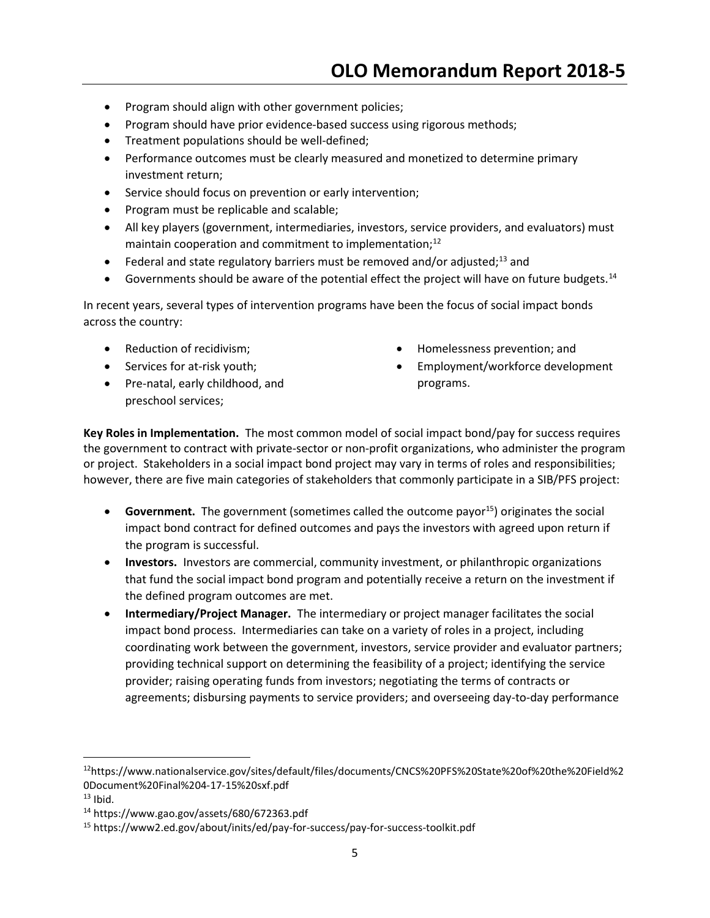- Program should align with other government policies;
- Program should have prior evidence-based success using rigorous methods;
- Treatment populations should be well-defined;
- Performance outcomes must be clearly measured and monetized to determine primary investment return;
- Service should focus on prevention or early intervention;
- Program must be replicable and scalable;
- All key players (government, intermediaries, investors, service providers, and evaluators) must maintain cooperation and commitment to implementation;[12]
- Federal and state regulatory barriers must be removed and/or adjusted;[13] and
- Governments should be aware of the potential effect the project will have on future budgets.[14]

In recent years, several types of intervention programs have been the focus of social impact bonds across the country:

- Reduction of recidivism;
- Services for at-risk youth;
- Pre-natal, early childhood, and preschool services;
- Homelessness prevention; and
- Employment/workforce development programs.

**Key Roles in Implementation.** The most common model of social impact bond/pay for success requires the government to contract with private-sector or non-profit organizations, who administer the program or project. Stakeholders in a social impact bond project may vary in terms of roles and responsibilities; however, there are five main categories of stakeholders that commonly participate in a SIB/PFS project:

- **Government.** The government (sometimes called the outcome payor[15]) originates the social impact bond contract for defined outcomes and pays the investors with agreed upon return if the program is successful.
- **Investors.** Investors are commercial, community investment, or philanthropic organizations that fund the social impact bond program and potentially receive a return on the investment if the defined program outcomes are met.
- **Intermediary/Project Manager.** The intermediary or project manager facilitates the social impact bond process. Intermediaries can take on a variety of roles in a project, including coordinating work between the government, investors, service provider and evaluator partners; providing technical support on determining the feasibility of a project; identifying the service provider; raising operating funds from investors; negotiating the terms of contracts or agreements; disbursing payments to service providers; and overseeing day-to-day performance

---

[12] https://www.nationalservice.gov/sites/default/files/documents/CNCS%20PFS%20State%20of%20the%20Field%20Document%20Final%204-17-15%20sxf.pdf

[13] Ibid.

[14] https://www.gao.gov/assets/680/672363.pdf

[15] https://www2.ed.gov/about/inits/ed/pay-for-success/pay-for-success-toolkit.pdf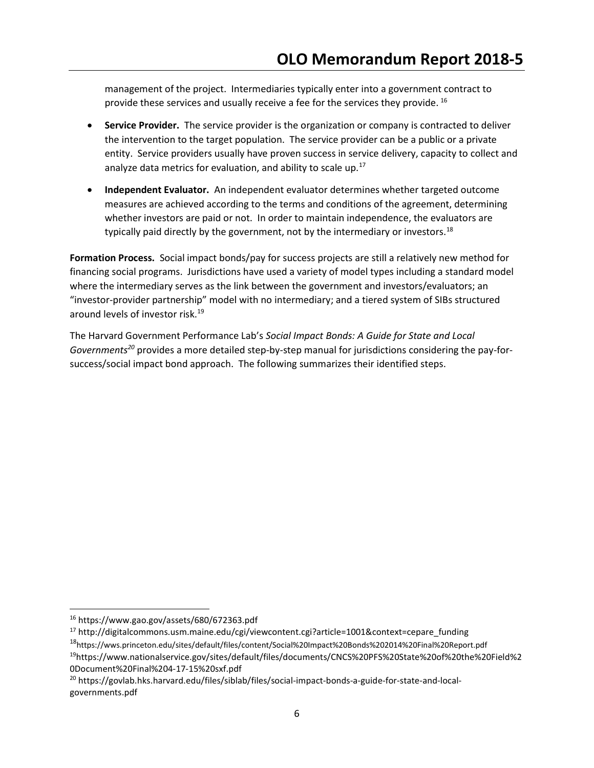management of the project. Intermediaries typically enter into a government contract to provide these services and usually receive a fee for the services they provide. [16]

- **Service Provider.** The service provider is the organization or company is contracted to deliver the intervention to the target population. The service provider can be a public or a private entity. Service providers usually have proven success in service delivery, capacity to collect and analyze data metrics for evaluation, and ability to scale up.[17]
- **Independent Evaluator.** An independent evaluator determines whether targeted outcome measures are achieved according to the terms and conditions of the agreement, determining whether investors are paid or not. In order to maintain independence, the evaluators are typically paid directly by the government, not by the intermediary or investors.[18]

**Formation Process.** Social impact bonds/pay for success projects are still a relatively new method for financing social programs. Jurisdictions have used a variety of model types including a standard model where the intermediary serves as the link between the government and investors/evaluators; an "investor-provider partnership" model with no intermediary; and a tiered system of SIBs structured around levels of investor risk.[19]

The Harvard Government Performance Lab's *Social Impact Bonds: A Guide for State and Local Governments*[20] provides a more detailed step-by-step manual for jurisdictions considering the pay-for-success/social impact bond approach. The following summarizes their identified steps.

---

[16] https://www.gao.gov/assets/680/672363.pdf

[17] http://digitalcommons.usm.maine.edu/cgi/viewcontent.cgi?article=1001&context=cepare_funding

[18] https://wws.princeton.edu/sites/default/files/content/Social%20Impact%20Bonds%202014%20Final%20Report.pdf

[19] https://www.nationalservice.gov/sites/default/files/documents/CNCS%20PFS%20State%20of%20the%20Field%20Document%20Final%204-17-15%20sxf.pdf

[20] https://govlab.hks.harvard.edu/files/siblab/files/social-impact-bonds-a-guide-for-state-and-local-governments.pdf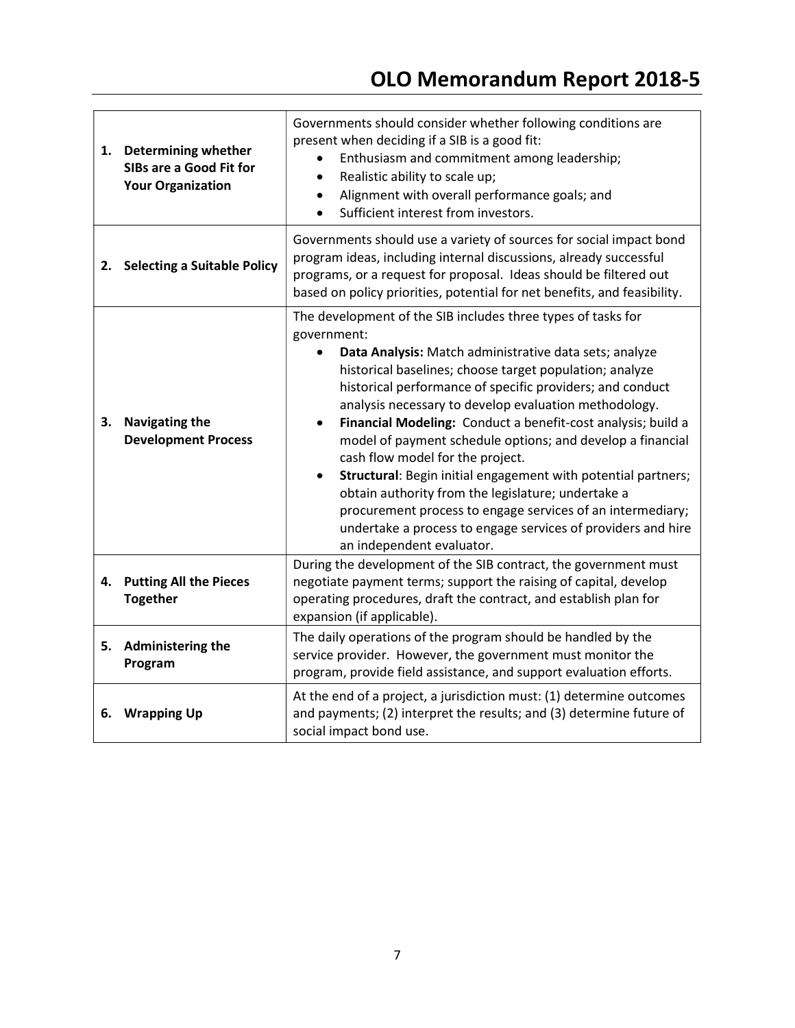| | |
|---|---|
| **1. Determining whether SIBs are a Good Fit for Your Organization** | Governments should consider whether following conditions are present when deciding if a SIB is a good fit:<br>• Enthusiasm and commitment among leadership;<br>• Realistic ability to scale up;<br>• Alignment with overall performance goals; and<br>• Sufficient interest from investors. |
| **2. Selecting a Suitable Policy** | Governments should use a variety of sources for social impact bond program ideas, including internal discussions, already successful programs, or a request for proposal. Ideas should be filtered out based on policy priorities, potential for net benefits, and feasibility. |
| **3. Navigating the Development Process** | The development of the SIB includes three types of tasks for government:<br>• **Data Analysis:** Match administrative data sets; analyze historical baselines; choose target population; analyze historical performance of specific providers; and conduct analysis necessary to develop evaluation methodology.<br>• **Financial Modeling:** Conduct a benefit-cost analysis; build a model of payment schedule options; and develop a financial cash flow model for the project.<br>• **Structural**: Begin initial engagement with potential partners; obtain authority from the legislature; undertake a procurement process to engage services of an intermediary; undertake a process to engage services of providers and hire an independent evaluator. |
| **4. Putting All the Pieces Together** | During the development of the SIB contract, the government must negotiate payment terms; support the raising of capital, develop operating procedures, draft the contract, and establish plan for expansion (if applicable). |
| **5. Administering the Program** | The daily operations of the program should be handled by the service provider. However, the government must monitor the program, provide field assistance, and support evaluation efforts. |
| **6. Wrapping Up** | At the end of a project, a jurisdiction must: (1) determine outcomes and payments; (2) interpret the results; and (3) determine future of social impact bond use. |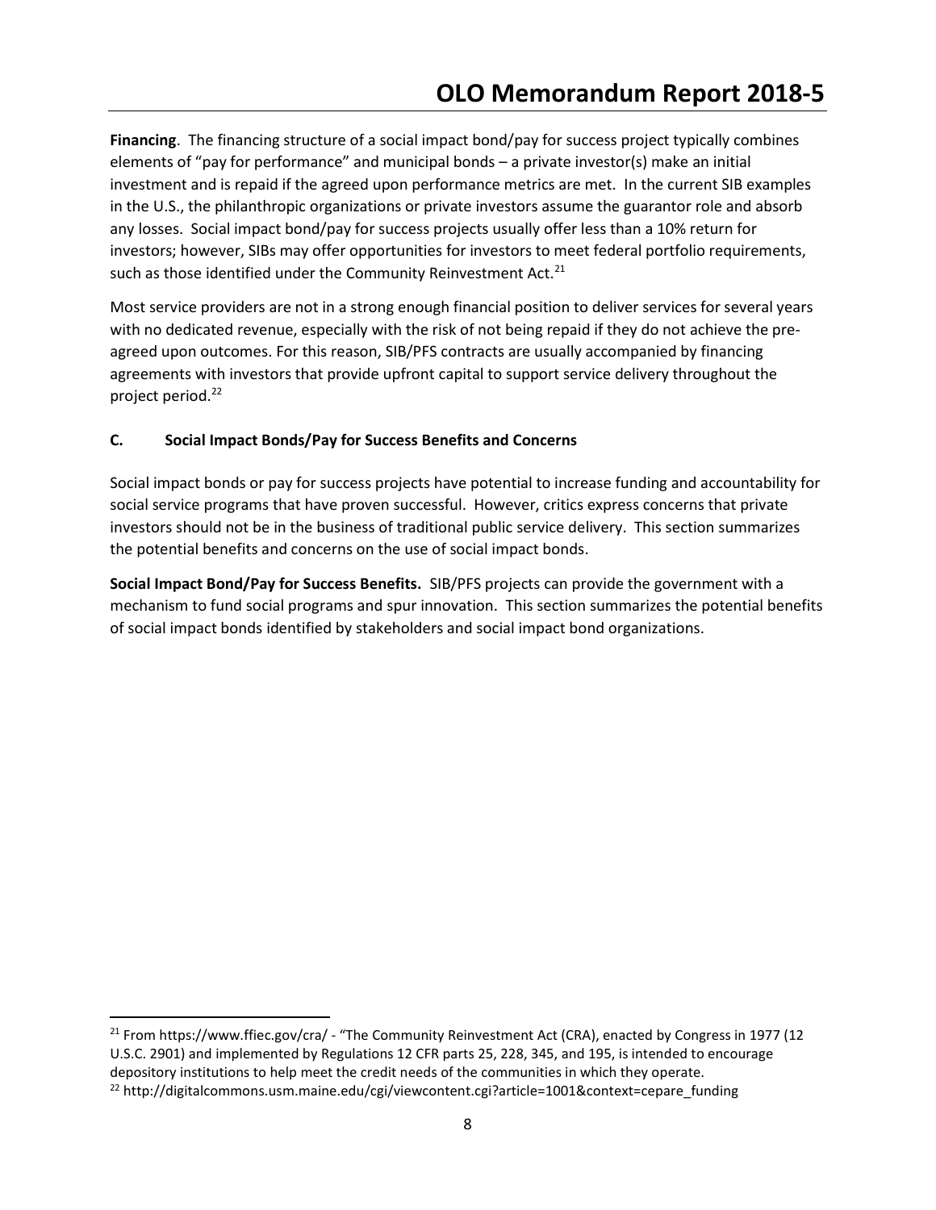**Financing**. The financing structure of a social impact bond/pay for success project typically combines elements of "pay for performance" and municipal bonds – a private investor(s) make an initial investment and is repaid if the agreed upon performance metrics are met. In the current SIB examples in the U.S., the philanthropic organizations or private investors assume the guarantor role and absorb any losses. Social impact bond/pay for success projects usually offer less than a 10% return for investors; however, SIBs may offer opportunities for investors to meet federal portfolio requirements, such as those identified under the Community Reinvestment Act.[21]

Most service providers are not in a strong enough financial position to deliver services for several years with no dedicated revenue, especially with the risk of not being repaid if they do not achieve the pre-agreed upon outcomes. For this reason, SIB/PFS contracts are usually accompanied by financing agreements with investors that provide upfront capital to support service delivery throughout the project period.[22]

### C. Social Impact Bonds/Pay for Success Benefits and Concerns

Social impact bonds or pay for success projects have potential to increase funding and accountability for social service programs that have proven successful. However, critics express concerns that private investors should not be in the business of traditional public service delivery. This section summarizes the potential benefits and concerns on the use of social impact bonds.

**Social Impact Bond/Pay for Success Benefits.** SIB/PFS projects can provide the government with a mechanism to fund social programs and spur innovation. This section summarizes the potential benefits of social impact bonds identified by stakeholders and social impact bond organizations.

---

[21] From https://www.ffiec.gov/cra/ - "The Community Reinvestment Act (CRA), enacted by Congress in 1977 (12 U.S.C. 2901) and implemented by Regulations 12 CFR parts 25, 228, 345, and 195, is intended to encourage depository institutions to help meet the credit needs of the communities in which they operate.

[22] http://digitalcommons.usm.maine.edu/cgi/viewcontent.cgi?article=1001&context=cepare_funding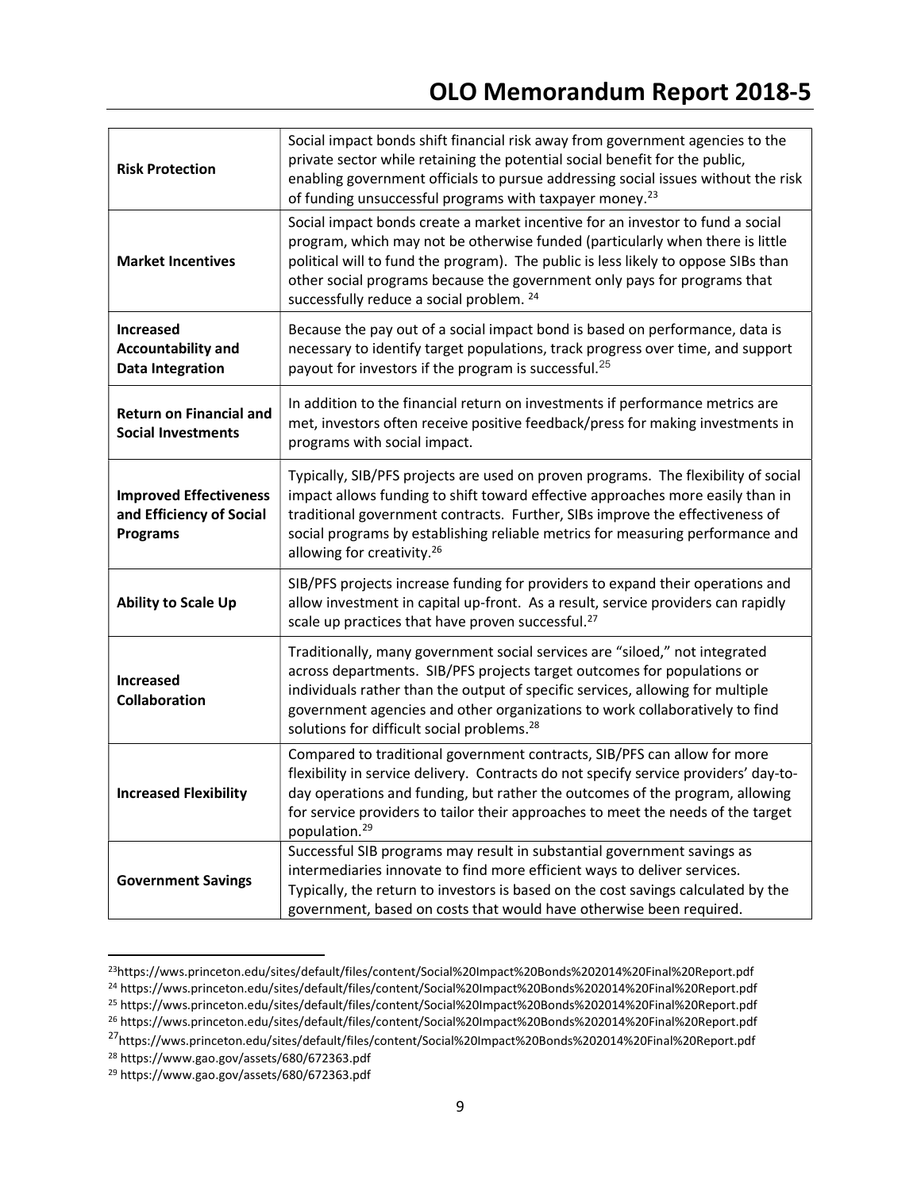| | |
|---|---|
| **Risk Protection** | Social impact bonds shift financial risk away from government agencies to the private sector while retaining the potential social benefit for the public, enabling government officials to pursue addressing social issues without the risk of funding unsuccessful programs with taxpayer money.[23] |
| **Market Incentives** | Social impact bonds create a market incentive for an investor to fund a social program, which may not be otherwise funded (particularly when there is little political will to fund the program). The public is less likely to oppose SIBs than other social programs because the government only pays for programs that successfully reduce a social problem. [24] |
| **Increased Accountability and Data Integration** | Because the pay out of a social impact bond is based on performance, data is necessary to identify target populations, track progress over time, and support payout for investors if the program is successful.[25] |
| **Return on Financial and Social Investments** | In addition to the financial return on investments if performance metrics are met, investors often receive positive feedback/press for making investments in programs with social impact. |
| **Improved Effectiveness and Efficiency of Social Programs** | Typically, SIB/PFS projects are used on proven programs. The flexibility of social impact allows funding to shift toward effective approaches more easily than in traditional government contracts. Further, SIBs improve the effectiveness of social programs by establishing reliable metrics for measuring performance and allowing for creativity.[26] |
| **Ability to Scale Up** | SIB/PFS projects increase funding for providers to expand their operations and allow investment in capital up-front. As a result, service providers can rapidly scale up practices that have proven successful.[27] |
| **Increased Collaboration** | Traditionally, many government social services are "siloed," not integrated across departments. SIB/PFS projects target outcomes for populations or individuals rather than the output of specific services, allowing for multiple government agencies and other organizations to work collaboratively to find solutions for difficult social problems.[28] |
| **Increased Flexibility** | Compared to traditional government contracts, SIB/PFS can allow for more flexibility in service delivery. Contracts do not specify service providers' day-to-day operations and funding, but rather the outcomes of the program, allowing for service providers to tailor their approaches to meet the needs of the target population.[29] |
| **Government Savings** | Successful SIB programs may result in substantial government savings as intermediaries innovate to find more efficient ways to deliver services. Typically, the return to investors is based on the cost savings calculated by the government, based on costs that would have otherwise been required. |

[23] https://wws.princeton.edu/sites/default/files/content/Social%20Impact%20Bonds%202014%20Final%20Report.pdf
[24] https://wws.princeton.edu/sites/default/files/content/Social%20Impact%20Bonds%202014%20Final%20Report.pdf
[25] https://wws.princeton.edu/sites/default/files/content/Social%20Impact%20Bonds%202014%20Final%20Report.pdf
[26] https://wws.princeton.edu/sites/default/files/content/Social%20Impact%20Bonds%202014%20Final%20Report.pdf
[27] https://wws.princeton.edu/sites/default/files/content/Social%20Impact%20Bonds%202014%20Final%20Report.pdf
[28] https://www.gao.gov/assets/680/672363.pdf
[29] https://www.gao.gov/assets/680/672363.pdf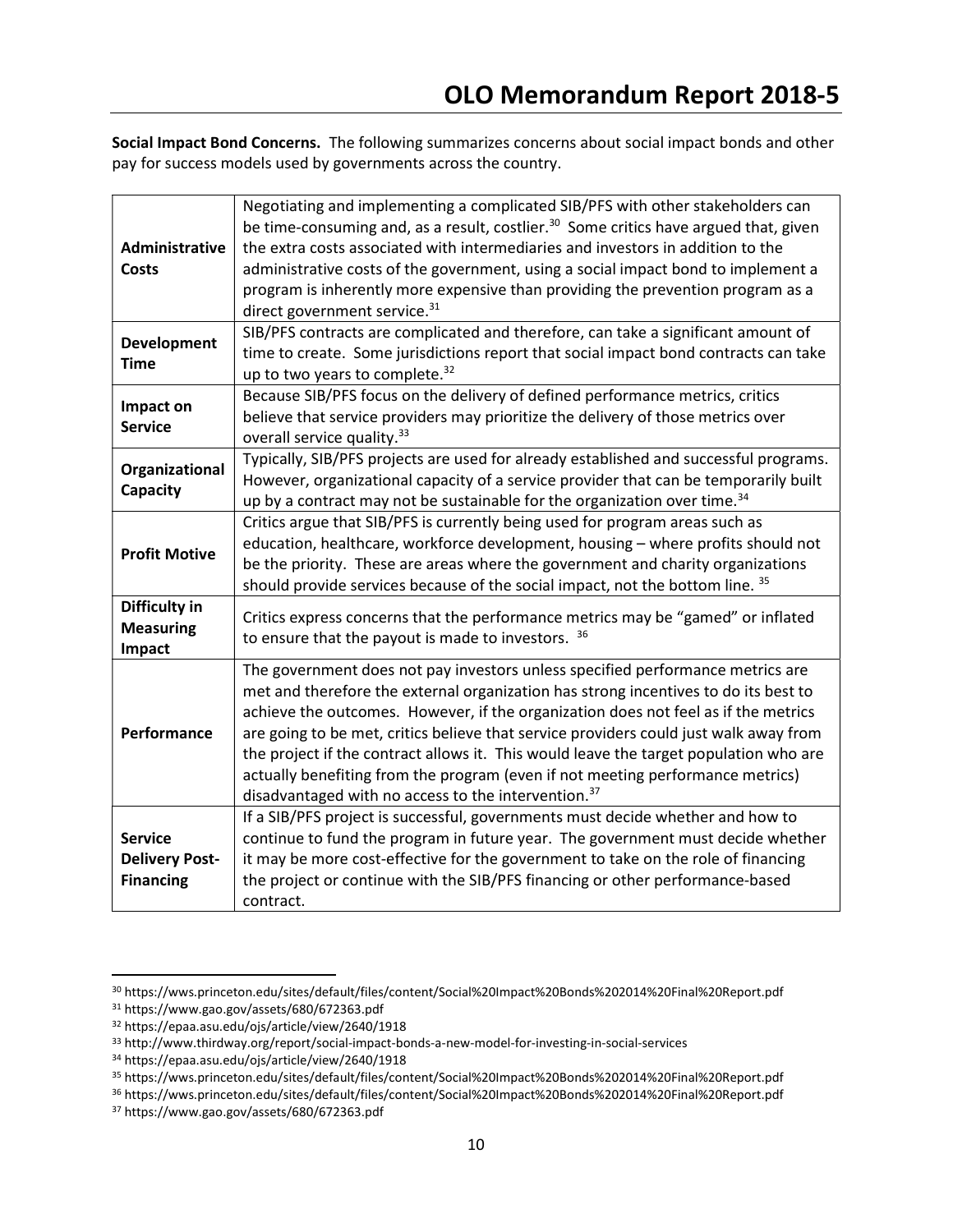**Social Impact Bond Concerns.** The following summarizes concerns about social impact bonds and other pay for success models used by governments across the country.

| | |
|---|---|
| **Administrative Costs** | Negotiating and implementing a complicated SIB/PFS with other stakeholders can be time-consuming and, as a result, costlier.[30] Some critics have argued that, given the extra costs associated with intermediaries and investors in addition to the administrative costs of the government, using a social impact bond to implement a program is inherently more expensive than providing the prevention program as a direct government service.[31] |
| **Development Time** | SIB/PFS contracts are complicated and therefore, can take a significant amount of time to create. Some jurisdictions report that social impact bond contracts can take up to two years to complete.[32] |
| **Impact on Service** | Because SIB/PFS focus on the delivery of defined performance metrics, critics believe that service providers may prioritize the delivery of those metrics over overall service quality.[33] |
| **Organizational Capacity** | Typically, SIB/PFS projects are used for already established and successful programs. However, organizational capacity of a service provider that can be temporarily built up by a contract may not be sustainable for the organization over time.[34] |
| **Profit Motive** | Critics argue that SIB/PFS is currently being used for program areas such as education, healthcare, workforce development, housing – where profits should not be the priority. These are areas where the government and charity organizations should provide services because of the social impact, not the bottom line. [35] |
| **Difficulty in Measuring Impact** | Critics express concerns that the performance metrics may be "gamed" or inflated to ensure that the payout is made to investors. [36] |
| **Performance** | The government does not pay investors unless specified performance metrics are met and therefore the external organization has strong incentives to do its best to achieve the outcomes. However, if the organization does not feel as if the metrics are going to be met, critics believe that service providers could just walk away from the project if the contract allows it. This would leave the target population who are actually benefiting from the program (even if not meeting performance metrics) disadvantaged with no access to the intervention.[37] |
| **Service Delivery Post-Financing** | If a SIB/PFS project is successful, governments must decide whether and how to continue to fund the program in future year. The government must decide whether it may be more cost-effective for the government to take on the role of financing the project or continue with the SIB/PFS financing or other performance-based contract. |

[30] https://wws.princeton.edu/sites/default/files/content/Social%20Impact%20Bonds%202014%20Final%20Report.pdf
[31] https://www.gao.gov/assets/680/672363.pdf
[32] https://epaa.asu.edu/ojs/article/view/2640/1918
[33] http://www.thirdway.org/report/social-impact-bonds-a-new-model-for-investing-in-social-services
[34] https://epaa.asu.edu/ojs/article/view/2640/1918
[35] https://wws.princeton.edu/sites/default/files/content/Social%20Impact%20Bonds%202014%20Final%20Report.pdf
[36] https://wws.princeton.edu/sites/default/files/content/Social%20Impact%20Bonds%202014%20Final%20Report.pdf
[37] https://www.gao.gov/assets/680/672363.pdf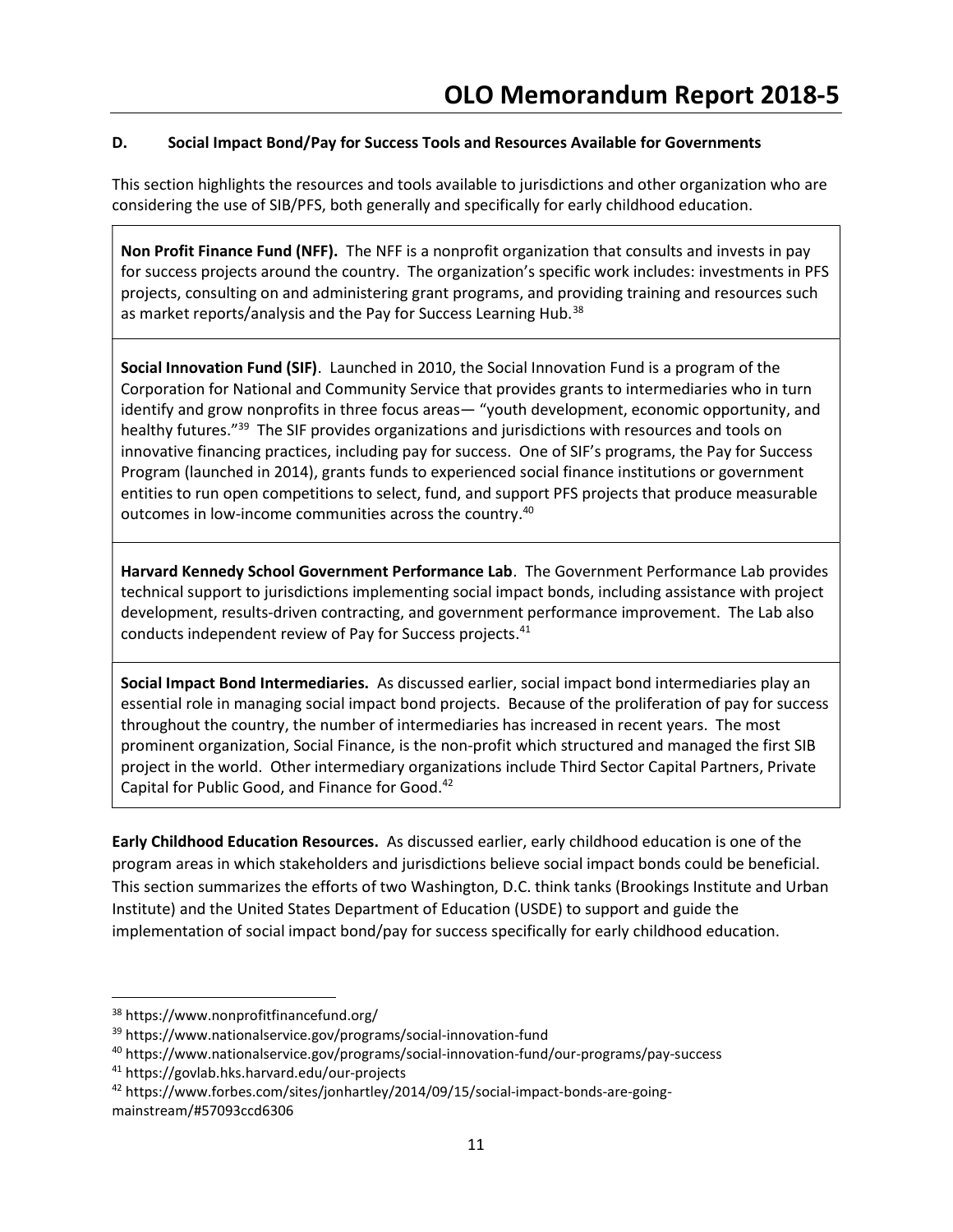### D. Social Impact Bond/Pay for Success Tools and Resources Available for Governments

This section highlights the resources and tools available to jurisdictions and other organization who are considering the use of SIB/PFS, both generally and specifically for early childhood education.

**Non Profit Finance Fund (NFF).** The NFF is a nonprofit organization that consults and invests in pay for success projects around the country. The organization's specific work includes: investments in PFS projects, consulting on and administering grant programs, and providing training and resources such as market reports/analysis and the Pay for Success Learning Hub.[38]

**Social Innovation Fund (SIF)**. Launched in 2010, the Social Innovation Fund is a program of the Corporation for National and Community Service that provides grants to intermediaries who in turn identify and grow nonprofits in three focus areas— "youth development, economic opportunity, and healthy futures."[39] The SIF provides organizations and jurisdictions with resources and tools on innovative financing practices, including pay for success. One of SIF's programs, the Pay for Success Program (launched in 2014), grants funds to experienced social finance institutions or government entities to run open competitions to select, fund, and support PFS projects that produce measurable outcomes in low-income communities across the country.[40]

**Harvard Kennedy School Government Performance Lab**. The Government Performance Lab provides technical support to jurisdictions implementing social impact bonds, including assistance with project development, results-driven contracting, and government performance improvement. The Lab also conducts independent review of Pay for Success projects.[41]

**Social Impact Bond Intermediaries.** As discussed earlier, social impact bond intermediaries play an essential role in managing social impact bond projects. Because of the proliferation of pay for success throughout the country, the number of intermediaries has increased in recent years. The most prominent organization, Social Finance, is the non-profit which structured and managed the first SIB project in the world. Other intermediary organizations include Third Sector Capital Partners, Private Capital for Public Good, and Finance for Good.[42]

**Early Childhood Education Resources.** As discussed earlier, early childhood education is one of the program areas in which stakeholders and jurisdictions believe social impact bonds could be beneficial. This section summarizes the efforts of two Washington, D.C. think tanks (Brookings Institute and Urban Institute) and the United States Department of Education (USDE) to support and guide the implementation of social impact bond/pay for success specifically for early childhood education.

---

[38] https://www.nonprofitfinancefund.org/

[39] https://www.nationalservice.gov/programs/social-innovation-fund

[40] https://www.nationalservice.gov/programs/social-innovation-fund/our-programs/pay-success

[41] https://govlab.hks.harvard.edu/our-projects

[42] https://www.forbes.com/sites/jonhartley/2014/09/15/social-impact-bonds-are-going-mainstream/#57093ccd6306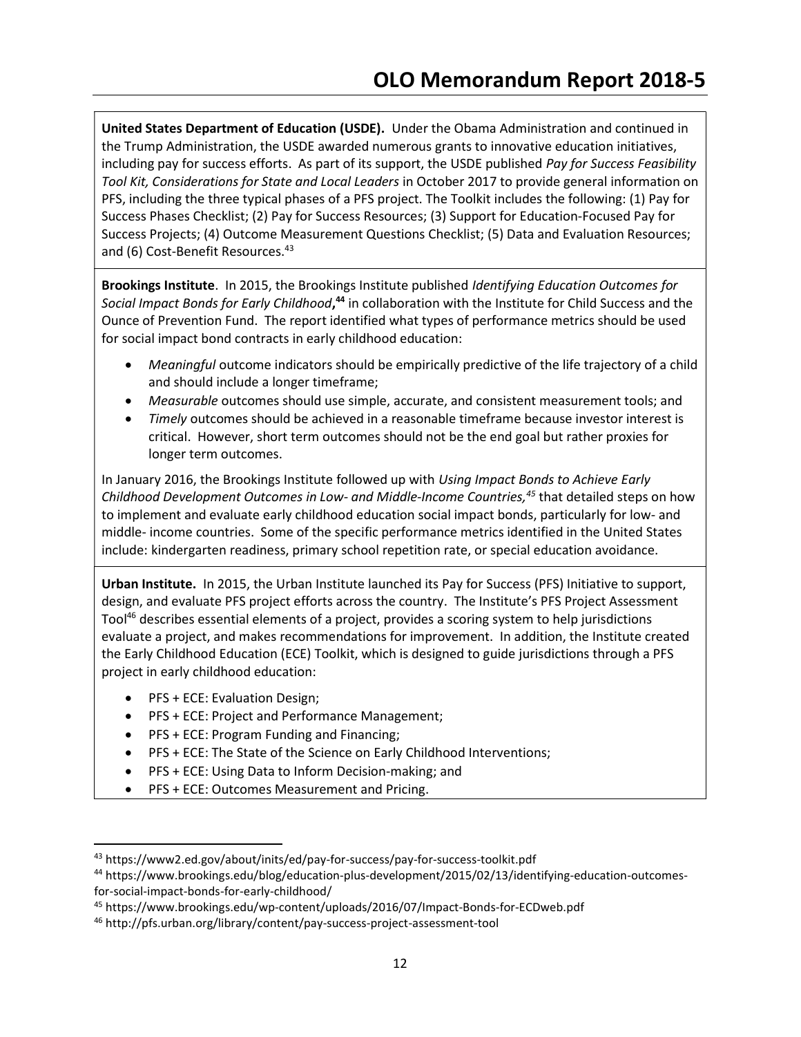**United States Department of Education (USDE).** Under the Obama Administration and continued in the Trump Administration, the USDE awarded numerous grants to innovative education initiatives, including pay for success efforts. As part of its support, the USDE published *Pay for Success Feasibility Tool Kit, Considerations for State and Local Leaders* in October 2017 to provide general information on PFS, including the three typical phases of a PFS project. The Toolkit includes the following: (1) Pay for Success Phases Checklist; (2) Pay for Success Resources; (3) Support for Education-Focused Pay for Success Projects; (4) Outcome Measurement Questions Checklist; (5) Data and Evaluation Resources; and (6) Cost-Benefit Resources.[43]

**Brookings Institute**. In 2015, the Brookings Institute published *Identifying Education Outcomes for Social Impact Bonds for Early Childhood*,[44] in collaboration with the Institute for Child Success and the Ounce of Prevention Fund. The report identified what types of performance metrics should be used for social impact bond contracts in early childhood education:

- *Meaningful* outcome indicators should be empirically predictive of the life trajectory of a child and should include a longer timeframe;
- *Measurable* outcomes should use simple, accurate, and consistent measurement tools; and
- *Timely* outcomes should be achieved in a reasonable timeframe because investor interest is critical. However, short term outcomes should not be the end goal but rather proxies for longer term outcomes.

In January 2016, the Brookings Institute followed up with *Using Impact Bonds to Achieve Early Childhood Development Outcomes in Low- and Middle-Income Countries,*[45] that detailed steps on how to implement and evaluate early childhood education social impact bonds, particularly for low- and middle- income countries. Some of the specific performance metrics identified in the United States include: kindergarten readiness, primary school repetition rate, or special education avoidance.

**Urban Institute.** In 2015, the Urban Institute launched its Pay for Success (PFS) Initiative to support, design, and evaluate PFS project efforts across the country. The Institute's PFS Project Assessment Tool[46] describes essential elements of a project, provides a scoring system to help jurisdictions evaluate a project, and makes recommendations for improvement. In addition, the Institute created the Early Childhood Education (ECE) Toolkit, which is designed to guide jurisdictions through a PFS project in early childhood education:

- PFS + ECE: Evaluation Design;
- PFS + ECE: Project and Performance Management;
- PFS + ECE: Program Funding and Financing;
- PFS + ECE: The State of the Science on Early Childhood Interventions;
- PFS + ECE: Using Data to Inform Decision-making; and
- PFS + ECE: Outcomes Measurement and Pricing.

---

[43] https://www2.ed.gov/about/inits/ed/pay-for-success/pay-for-success-toolkit.pdf

[44] https://www.brookings.edu/blog/education-plus-development/2015/02/13/identifying-education-outcomes-for-social-impact-bonds-for-early-childhood/

[45] https://www.brookings.edu/wp-content/uploads/2016/07/Impact-Bonds-for-ECDweb.pdf

[46] http://pfs.urban.org/library/content/pay-success-project-assessment-tool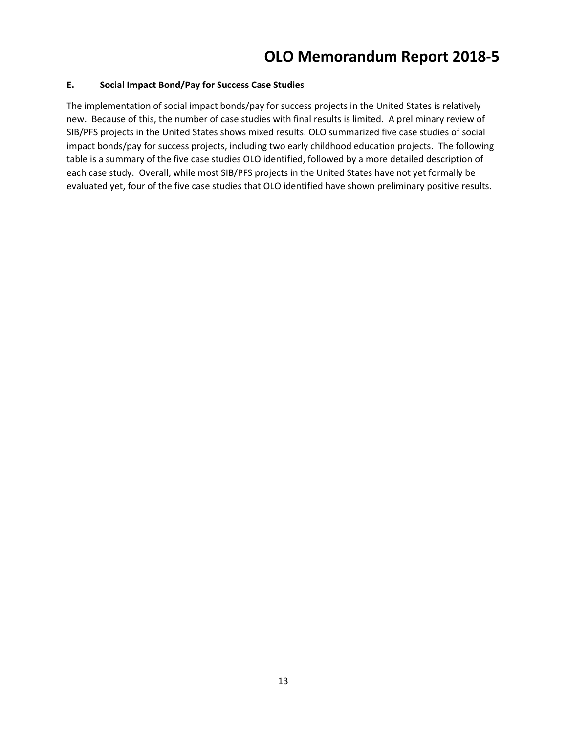### E. Social Impact Bond/Pay for Success Case Studies

The implementation of social impact bonds/pay for success projects in the United States is relatively new. Because of this, the number of case studies with final results is limited. A preliminary review of SIB/PFS projects in the United States shows mixed results. OLO summarized five case studies of social impact bonds/pay for success projects, including two early childhood education projects. The following table is a summary of the five case studies OLO identified, followed by a more detailed description of each case study. Overall, while most SIB/PFS projects in the United States have not yet formally be evaluated yet, four of the five case studies that OLO identified have shown preliminary positive results.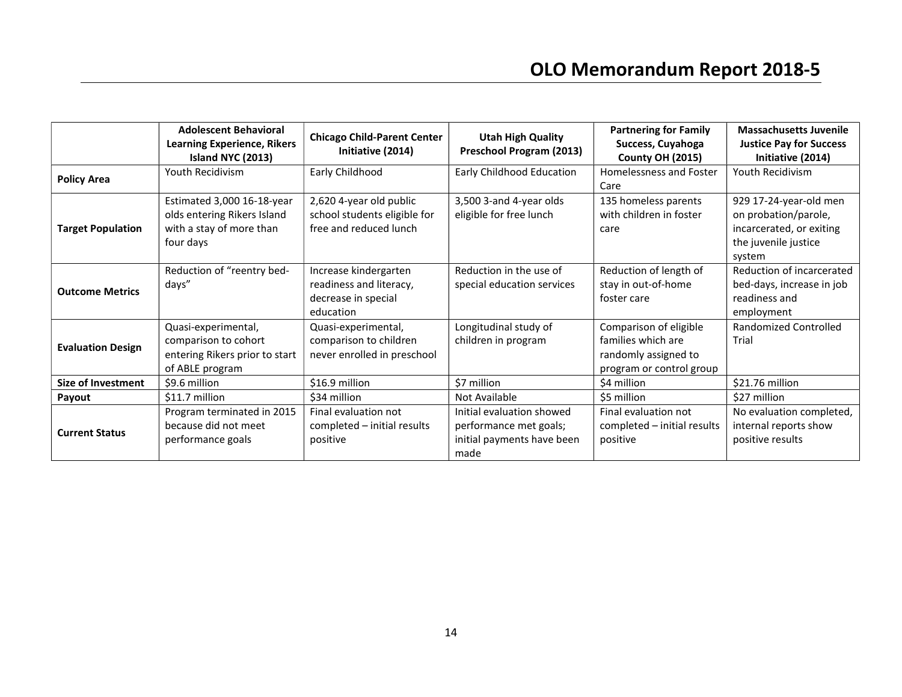| | Adolescent Behavioral Learning Experience, Rikers Island NYC (2013) | Chicago Child-Parent Center Initiative (2014) | Utah High Quality Preschool Program (2013) | Partnering for Family Success, Cuyahoga County OH (2015) | Massachusetts Juvenile Justice Pay for Success Initiative (2014) |
|---|---|---|---|---|---|
| **Policy Area** | Youth Recidivism | Early Childhood | Early Childhood Education | Homelessness and Foster Care | Youth Recidivism |
| **Target Population** | Estimated 3,000 16-18-year olds entering Rikers Island with a stay of more than four days | 2,620 4-year old public school students eligible for free and reduced lunch | 3,500 3-and 4-year olds eligible for free lunch | 135 homeless parents with children in foster care | 929 17-24-year-old men on probation/parole, incarcerated, or exiting the juvenile justice system |
| **Outcome Metrics** | Reduction of "reentry bed-days" | Increase kindergarten readiness and literacy, decrease in special education | Reduction in the use of special education services | Reduction of length of stay in out-of-home foster care | Reduction of incarcerated bed-days, increase in job readiness and employment |
| **Evaluation Design** | Quasi-experimental, comparison to cohort entering Rikers prior to start of ABLE program | Quasi-experimental, comparison to children never enrolled in preschool | Longitudinal study of children in program | Comparison of eligible families which are randomly assigned to program or control group | Randomized Controlled Trial |
| **Size of Investment** | $9.6 million | $16.9 million | $7 million | $4 million | $21.76 million |
| **Payout** | $11.7 million | $34 million | Not Available | $5 million | $27 million |
| **Current Status** | Program terminated in 2015 because did not meet performance goals | Final evaluation not completed – initial results positive | Initial evaluation showed performance met goals; initial payments have been made | Final evaluation not completed – initial results positive | No evaluation completed, internal reports show positive results |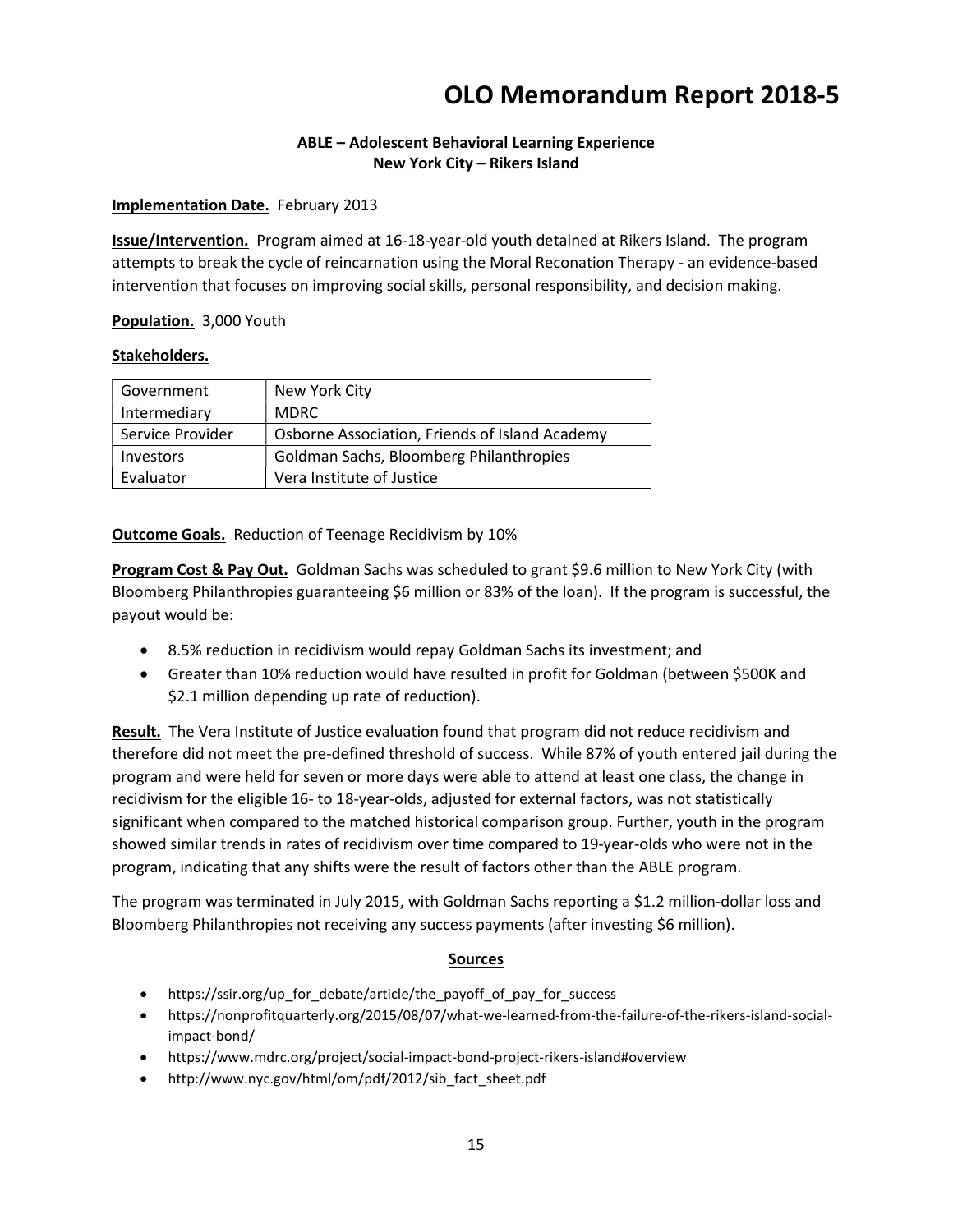### ABLE – Adolescent Behavioral Learning Experience
### New York City – Rikers Island

**Implementation Date.** February 2013

**Issue/Intervention.** Program aimed at 16-18-year-old youth detained at Rikers Island. The program attempts to break the cycle of reincarnation using the Moral Reconation Therapy - an evidence-based intervention that focuses on improving social skills, personal responsibility, and decision making.

**Population.** 3,000 Youth

**Stakeholders.**

| Government | New York City |
|---|---|
| Intermediary | MDRC |
| Service Provider | Osborne Association, Friends of Island Academy |
| Investors | Goldman Sachs, Bloomberg Philanthropies |
| Evaluator | Vera Institute of Justice |

**Outcome Goals.** Reduction of Teenage Recidivism by 10%

**Program Cost & Pay Out.** Goldman Sachs was scheduled to grant $9.6 million to New York City (with Bloomberg Philanthropies guaranteeing $6 million or 83% of the loan). If the program is successful, the payout would be:

- 8.5% reduction in recidivism would repay Goldman Sachs its investment; and
- Greater than 10% reduction would have resulted in profit for Goldman (between $500K and $2.1 million depending up rate of reduction).

**Result.** The Vera Institute of Justice evaluation found that program did not reduce recidivism and therefore did not meet the pre-defined threshold of success. While 87% of youth entered jail during the program and were held for seven or more days were able to attend at least one class, the change in recidivism for the eligible 16- to 18-year-olds, adjusted for external factors, was not statistically significant when compared to the matched historical comparison group. Further, youth in the program showed similar trends in rates of recidivism over time compared to 19-year-olds who were not in the program, indicating that any shifts were the result of factors other than the ABLE program.

The program was terminated in July 2015, with Goldman Sachs reporting a $1.2 million-dollar loss and Bloomberg Philanthropies not receiving any success payments (after investing $6 million).

**Sources**

- https://ssir.org/up_for_debate/article/the_payoff_of_pay_for_success
- https://nonprofitquarterly.org/2015/08/07/what-we-learned-from-the-failure-of-the-rikers-island-social-impact-bond/
- https://www.mdrc.org/project/social-impact-bond-project-rikers-island#overview
- http://www.nyc.gov/html/om/pdf/2012/sib_fact_sheet.pdf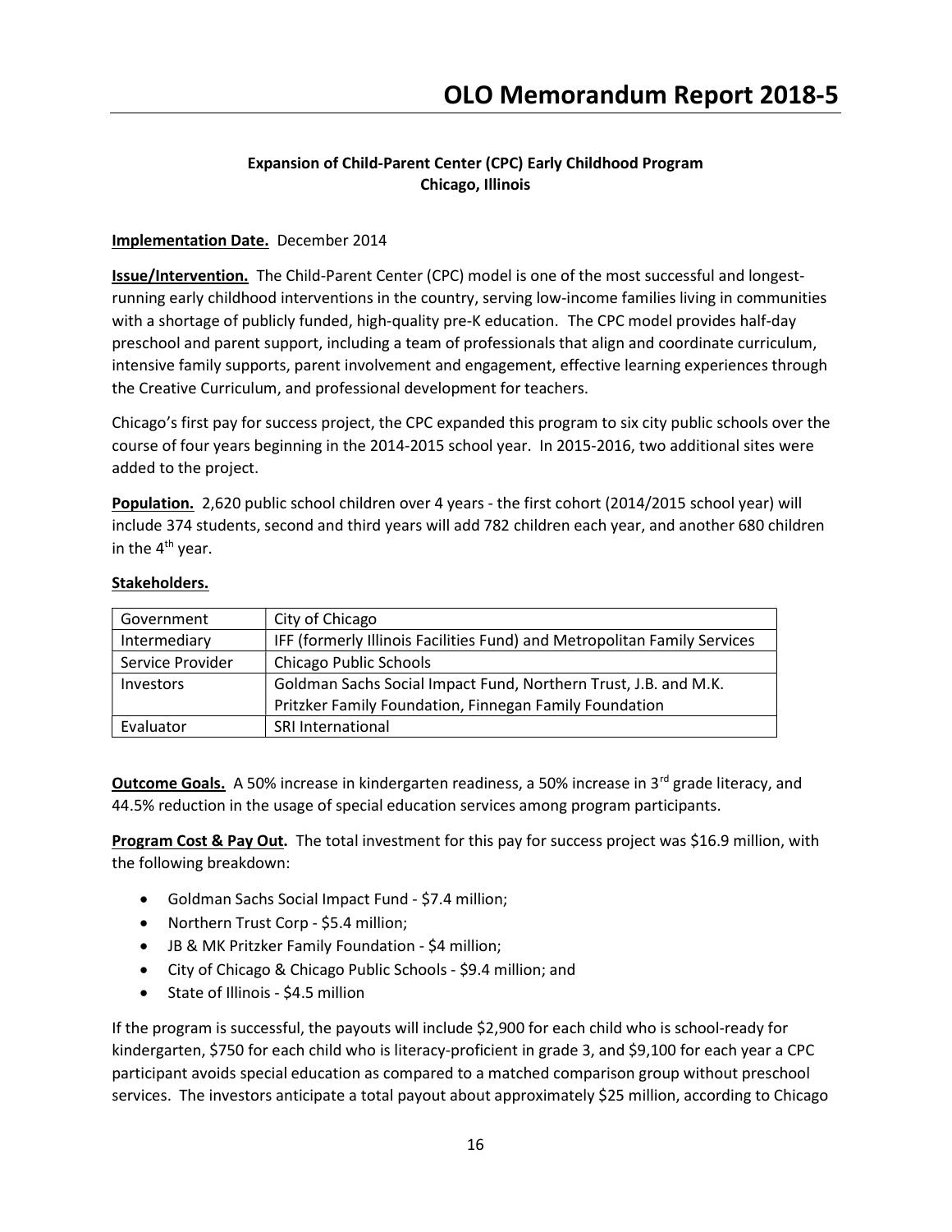**Expansion of Child-Parent Center (CPC) Early Childhood Program**
**Chicago, Illinois**

**Implementation Date.** December 2014

**Issue/Intervention.** The Child-Parent Center (CPC) model is one of the most successful and longest-running early childhood interventions in the country, serving low-income families living in communities with a shortage of publicly funded, high-quality pre-K education. The CPC model provides half-day preschool and parent support, including a team of professionals that align and coordinate curriculum, intensive family supports, parent involvement and engagement, effective learning experiences through the Creative Curriculum, and professional development for teachers.

Chicago's first pay for success project, the CPC expanded this program to six city public schools over the course of four years beginning in the 2014-2015 school year. In 2015-2016, two additional sites were added to the project.

**Population.** 2,620 public school children over 4 years - the first cohort (2014/2015 school year) will include 374 students, second and third years will add 782 children each year, and another 680 children in the 4th year.

**Stakeholders.**

| Government | City of Chicago |
|---|---|
| Intermediary | IFF (formerly Illinois Facilities Fund) and Metropolitan Family Services |
| Service Provider | Chicago Public Schools |
| Investors | Goldman Sachs Social Impact Fund, Northern Trust, J.B. and M.K. Pritzker Family Foundation, Finnegan Family Foundation |
| Evaluator | SRI International |

**Outcome Goals.** A 50% increase in kindergarten readiness, a 50% increase in 3rd grade literacy, and 44.5% reduction in the usage of special education services among program participants.

**Program Cost & Pay Out.** The total investment for this pay for success project was $16.9 million, with the following breakdown:

- Goldman Sachs Social Impact Fund - $7.4 million;
- Northern Trust Corp - $5.4 million;
- JB & MK Pritzker Family Foundation - $4 million;
- City of Chicago & Chicago Public Schools - $9.4 million; and
- State of Illinois - $4.5 million

If the program is successful, the payouts will include $2,900 for each child who is school-ready for kindergarten, $750 for each child who is literacy-proficient in grade 3, and $9,100 for each year a CPC participant avoids special education as compared to a matched comparison group without preschool services. The investors anticipate a total payout about approximately $25 million, according to Chicago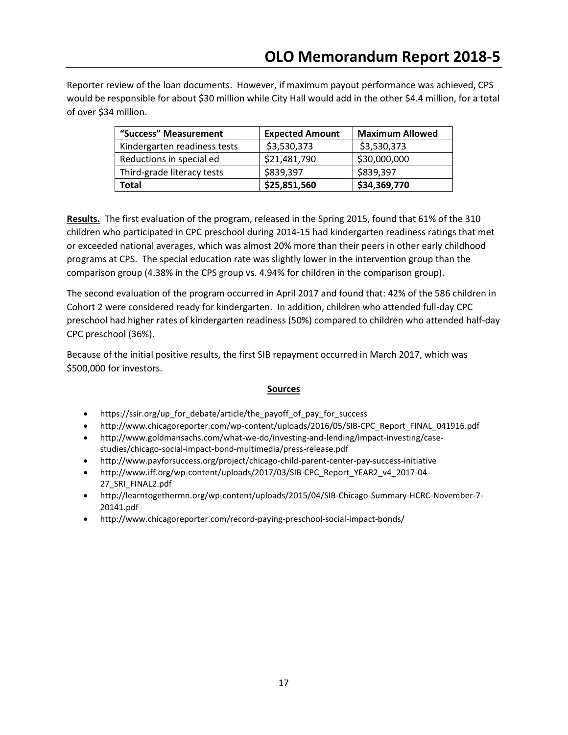Reporter review of the loan documents. However, if maximum payout performance was achieved, CPS would be responsible for about $30 million while City Hall would add in the other $4.4 million, for a total of over $34 million.

| "Success" Measurement | Expected Amount | Maximum Allowed |
|---|---|---|
| Kindergarten readiness tests | $3,530,373 | $3,530,373 |
| Reductions in special ed | $21,481,790 | $30,000,000 |
| Third-grade literacy tests | $839,397 | $839,397 |
| **Total** | **$25,851,560** | **$34,369,770** |

**Results.** The first evaluation of the program, released in the Spring 2015, found that 61% of the 310 children who participated in CPC preschool during 2014-15 had kindergarten readiness ratings that met or exceeded national averages, which was almost 20% more than their peers in other early childhood programs at CPS. The special education rate was slightly lower in the intervention group than the comparison group (4.38% in the CPS group vs. 4.94% for children in the comparison group).

The second evaluation of the program occurred in April 2017 and found that: 42% of the 586 children in Cohort 2 were considered ready for kindergarten. In addition, children who attended full-day CPC preschool had higher rates of kindergarten readiness (50%) compared to children who attended half-day CPC preschool (36%).

Because of the initial positive results, the first SIB repayment occurred in March 2017, which was $500,000 for investors.

## Sources

- https://ssir.org/up_for_debate/article/the_payoff_of_pay_for_success
- http://www.chicagoreporter.com/wp-content/uploads/2016/05/SIB-CPC_Report_FINAL_041916.pdf
- http://www.goldmansachs.com/what-we-do/investing-and-lending/impact-investing/case-studies/chicago-social-impact-bond-multimedia/press-release.pdf
- http://www.payforsuccess.org/project/chicago-child-parent-center-pay-success-initiative
- http://www.iff.org/wp-content/uploads/2017/03/SIB-CPC_Report_YEAR2_v4_2017-04-27_SRI_FINAL2.pdf
- http://learntogethermn.org/wp-content/uploads/2015/04/SIB-Chicago-Summary-HCRC-November-7-20141.pdf
- http://www.chicagoreporter.com/record-paying-preschool-social-impact-bonds/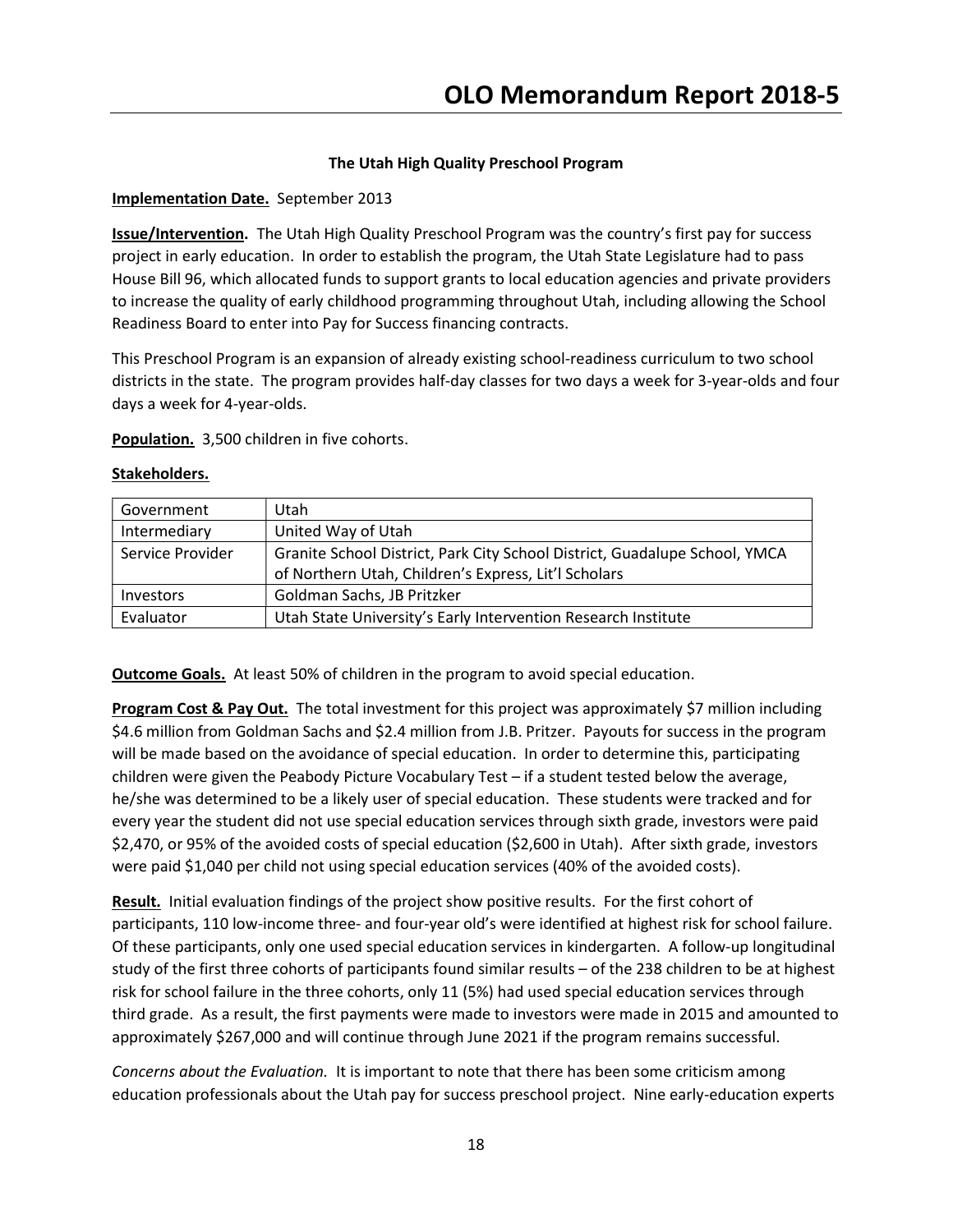### The Utah High Quality Preschool Program

**Implementation Date.** September 2013

**Issue/Intervention.** The Utah High Quality Preschool Program was the country's first pay for success project in early education. In order to establish the program, the Utah State Legislature had to pass House Bill 96, which allocated funds to support grants to local education agencies and private providers to increase the quality of early childhood programming throughout Utah, including allowing the School Readiness Board to enter into Pay for Success financing contracts.

This Preschool Program is an expansion of already existing school-readiness curriculum to two school districts in the state. The program provides half-day classes for two days a week for 3-year-olds and four days a week for 4-year-olds.

**Population.** 3,500 children in five cohorts.

**Stakeholders.**

| | |
|---|---|
| Government | Utah |
| Intermediary | United Way of Utah |
| Service Provider | Granite School District, Park City School District, Guadalupe School, YMCA of Northern Utah, Children's Express, Lit'l Scholars |
| Investors | Goldman Sachs, JB Pritzker |
| Evaluator | Utah State University's Early Intervention Research Institute |

**Outcome Goals.** At least 50% of children in the program to avoid special education.

**Program Cost & Pay Out.** The total investment for this project was approximately $7 million including $4.6 million from Goldman Sachs and $2.4 million from J.B. Pritzer. Payouts for success in the program will be made based on the avoidance of special education. In order to determine this, participating children were given the Peabody Picture Vocabulary Test – if a student tested below the average, he/she was determined to be a likely user of special education. These students were tracked and for every year the student did not use special education services through sixth grade, investors were paid $2,470, or 95% of the avoided costs of special education ($2,600 in Utah). After sixth grade, investors were paid $1,040 per child not using special education services (40% of the avoided costs).

**Result.** Initial evaluation findings of the project show positive results. For the first cohort of participants, 110 low-income three- and four-year old's were identified at highest risk for school failure. Of these participants, only one used special education services in kindergarten. A follow-up longitudinal study of the first three cohorts of participants found similar results – of the 238 children to be at highest risk for school failure in the three cohorts, only 11 (5%) had used special education services through third grade. As a result, the first payments were made to investors were made in 2015 and amounted to approximately $267,000 and will continue through June 2021 if the program remains successful.

*Concerns about the Evaluation.* It is important to note that there has been some criticism among education professionals about the Utah pay for success preschool project. Nine early-education experts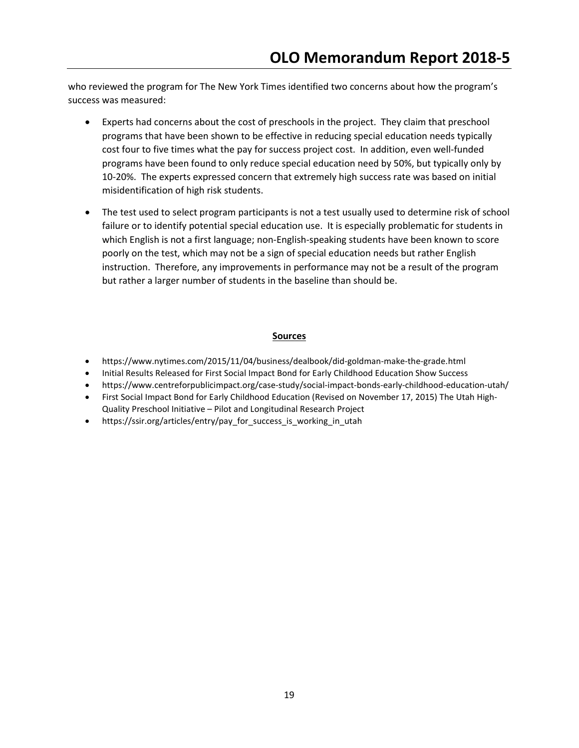who reviewed the program for The New York Times identified two concerns about how the program's success was measured:

- Experts had concerns about the cost of preschools in the project. They claim that preschool programs that have been shown to be effective in reducing special education needs typically cost four to five times what the pay for success project cost. In addition, even well-funded programs have been found to only reduce special education need by 50%, but typically only by 10-20%. The experts expressed concern that extremely high success rate was based on initial misidentification of high risk students.
- The test used to select program participants is not a test usually used to determine risk of school failure or to identify potential special education use. It is especially problematic for students in which English is not a first language; non-English-speaking students have been known to score poorly on the test, which may not be a sign of special education needs but rather English instruction. Therefore, any improvements in performance may not be a result of the program but rather a larger number of students in the baseline than should be.

**<u>Sources</u>**

- https://www.nytimes.com/2015/11/04/business/dealbook/did-goldman-make-the-grade.html
- Initial Results Released for First Social Impact Bond for Early Childhood Education Show Success
- https://www.centreforpublicimpact.org/case-study/social-impact-bonds-early-childhood-education-utah/
- First Social Impact Bond for Early Childhood Education (Revised on November 17, 2015) The Utah High-Quality Preschool Initiative – Pilot and Longitudinal Research Project
- https://ssir.org/articles/entry/pay_for_success_is_working_in_utah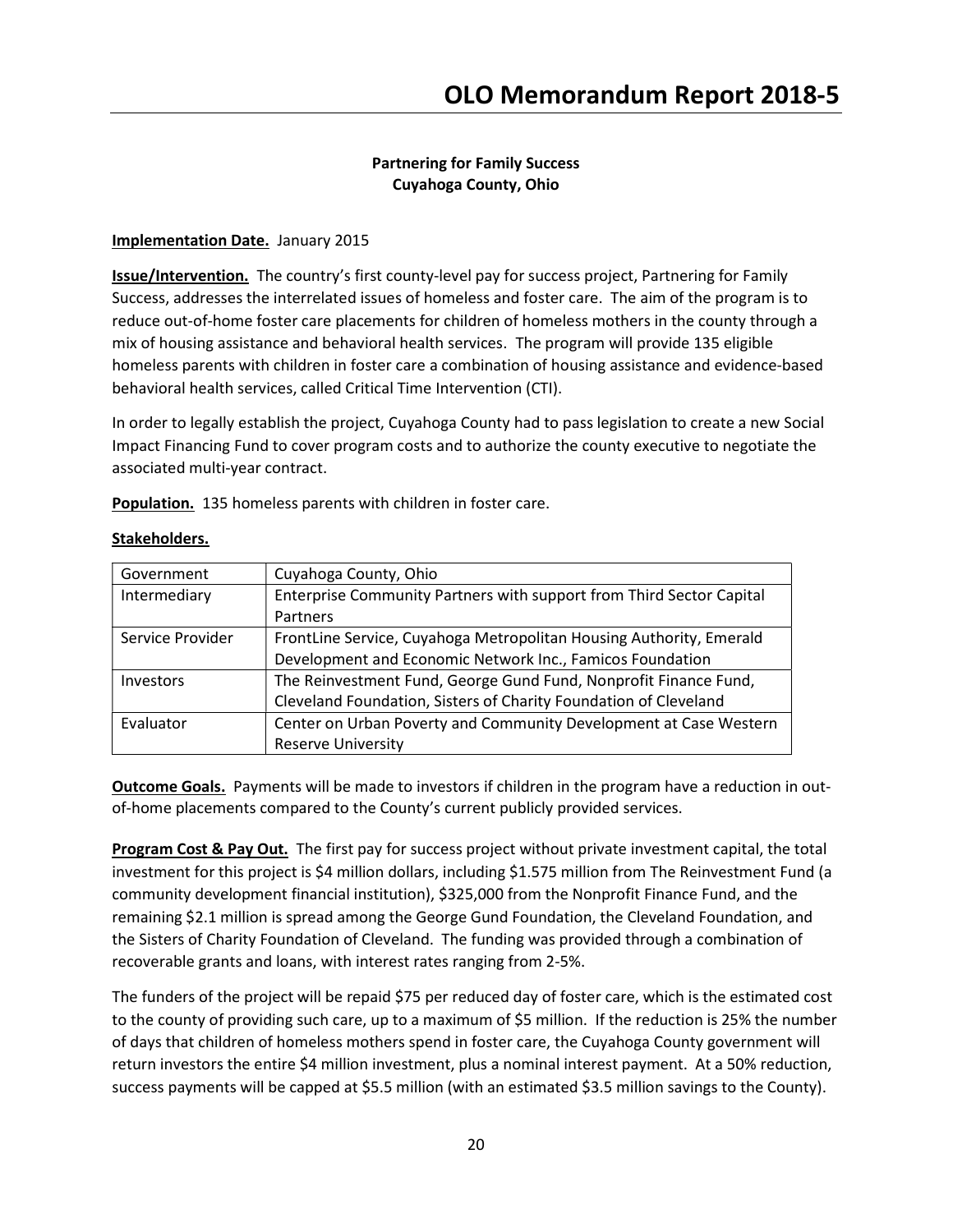**Partnering for Family Success**
**Cuyahoga County, Ohio**

**Implementation Date.** January 2015

**Issue/Intervention.** The country's first county-level pay for success project, Partnering for Family Success, addresses the interrelated issues of homeless and foster care. The aim of the program is to reduce out-of-home foster care placements for children of homeless mothers in the county through a mix of housing assistance and behavioral health services. The program will provide 135 eligible homeless parents with children in foster care a combination of housing assistance and evidence-based behavioral health services, called Critical Time Intervention (CTI).

In order to legally establish the project, Cuyahoga County had to pass legislation to create a new Social Impact Financing Fund to cover program costs and to authorize the county executive to negotiate the associated multi-year contract.

**Population.** 135 homeless parents with children in foster care.

**Stakeholders.**

| | |
|---|---|
| Government | Cuyahoga County, Ohio |
| Intermediary | Enterprise Community Partners with support from Third Sector Capital Partners |
| Service Provider | FrontLine Service, Cuyahoga Metropolitan Housing Authority, Emerald Development and Economic Network Inc., Famicos Foundation |
| Investors | The Reinvestment Fund, George Gund Fund, Nonprofit Finance Fund, Cleveland Foundation, Sisters of Charity Foundation of Cleveland |
| Evaluator | Center on Urban Poverty and Community Development at Case Western Reserve University |

**Outcome Goals.** Payments will be made to investors if children in the program have a reduction in out-of-home placements compared to the County's current publicly provided services.

**Program Cost & Pay Out.** The first pay for success project without private investment capital, the total investment for this project is $4 million dollars, including $1.575 million from The Reinvestment Fund (a community development financial institution), $325,000 from the Nonprofit Finance Fund, and the remaining $2.1 million is spread among the George Gund Foundation, the Cleveland Foundation, and the Sisters of Charity Foundation of Cleveland. The funding was provided through a combination of recoverable grants and loans, with interest rates ranging from 2-5%.

The funders of the project will be repaid $75 per reduced day of foster care, which is the estimated cost to the county of providing such care, up to a maximum of $5 million. If the reduction is 25% the number of days that children of homeless mothers spend in foster care, the Cuyahoga County government will return investors the entire $4 million investment, plus a nominal interest payment. At a 50% reduction, success payments will be capped at $5.5 million (with an estimated $3.5 million savings to the County).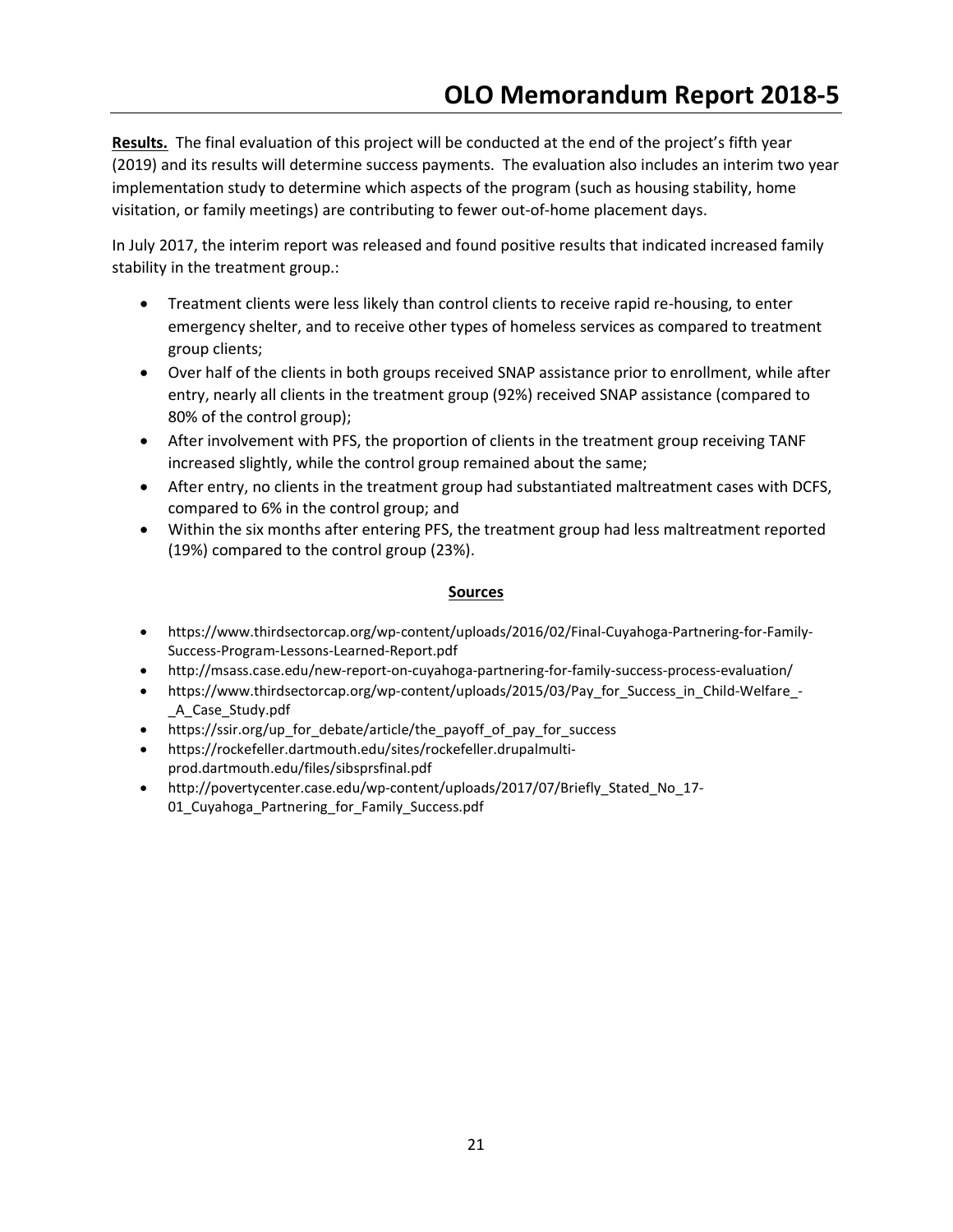**Results.** The final evaluation of this project will be conducted at the end of the project's fifth year (2019) and its results will determine success payments. The evaluation also includes an interim two year implementation study to determine which aspects of the program (such as housing stability, home visitation, or family meetings) are contributing to fewer out-of-home placement days.

In July 2017, the interim report was released and found positive results that indicated increased family stability in the treatment group.:

- Treatment clients were less likely than control clients to receive rapid re-housing, to enter emergency shelter, and to receive other types of homeless services as compared to treatment group clients;
- Over half of the clients in both groups received SNAP assistance prior to enrollment, while after entry, nearly all clients in the treatment group (92%) received SNAP assistance (compared to 80% of the control group);
- After involvement with PFS, the proportion of clients in the treatment group receiving TANF increased slightly, while the control group remained about the same;
- After entry, no clients in the treatment group had substantiated maltreatment cases with DCFS, compared to 6% in the control group; and
- Within the six months after entering PFS, the treatment group had less maltreatment reported (19%) compared to the control group (23%).

## Sources

- https://www.thirdsectorcap.org/wp-content/uploads/2016/02/Final-Cuyahoga-Partnering-for-Family-Success-Program-Lessons-Learned-Report.pdf
- http://msass.case.edu/new-report-on-cuyahoga-partnering-for-family-success-process-evaluation/
- https://www.thirdsectorcap.org/wp-content/uploads/2015/03/Pay_for_Success_in_Child-Welfare_-_A_Case_Study.pdf
- https://ssir.org/up_for_debate/article/the_payoff_of_pay_for_success
- https://rockefeller.dartmouth.edu/sites/rockefeller.drupalmulti-prod.dartmouth.edu/files/sibsprsfinal.pdf
- http://povertycenter.case.edu/wp-content/uploads/2017/07/Briefly_Stated_No_17-01_Cuyahoga_Partnering_for_Family_Success.pdf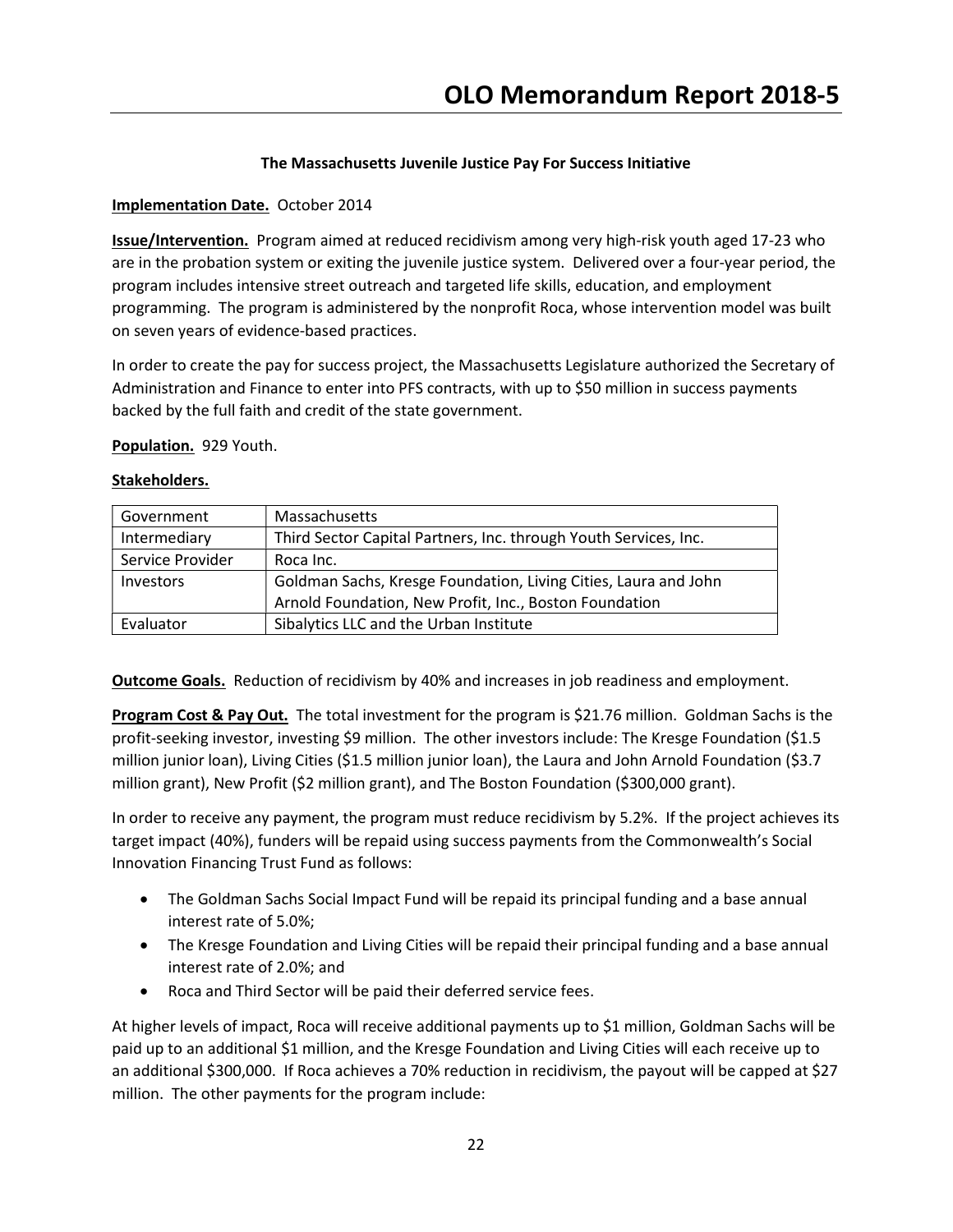### The Massachusetts Juvenile Justice Pay For Success Initiative

**Implementation Date.** October 2014

**Issue/Intervention.** Program aimed at reduced recidivism among very high-risk youth aged 17-23 who are in the probation system or exiting the juvenile justice system. Delivered over a four-year period, the program includes intensive street outreach and targeted life skills, education, and employment programming. The program is administered by the nonprofit Roca, whose intervention model was built on seven years of evidence-based practices.

In order to create the pay for success project, the Massachusetts Legislature authorized the Secretary of Administration and Finance to enter into PFS contracts, with up to $50 million in success payments backed by the full faith and credit of the state government.

**Population.** 929 Youth.

**Stakeholders.**

| | |
|---|---|
| Government | Massachusetts |
| Intermediary | Third Sector Capital Partners, Inc. through Youth Services, Inc. |
| Service Provider | Roca Inc. |
| Investors | Goldman Sachs, Kresge Foundation, Living Cities, Laura and John Arnold Foundation, New Profit, Inc., Boston Foundation |
| Evaluator | Sibalytics LLC and the Urban Institute |

**Outcome Goals.** Reduction of recidivism by 40% and increases in job readiness and employment.

**Program Cost & Pay Out.** The total investment for the program is $21.76 million. Goldman Sachs is the profit-seeking investor, investing $9 million. The other investors include: The Kresge Foundation ($1.5 million junior loan), Living Cities ($1.5 million junior loan), the Laura and John Arnold Foundation ($3.7 million grant), New Profit ($2 million grant), and The Boston Foundation ($300,000 grant).

In order to receive any payment, the program must reduce recidivism by 5.2%. If the project achieves its target impact (40%), funders will be repaid using success payments from the Commonwealth's Social Innovation Financing Trust Fund as follows:

- The Goldman Sachs Social Impact Fund will be repaid its principal funding and a base annual interest rate of 5.0%;
- The Kresge Foundation and Living Cities will be repaid their principal funding and a base annual interest rate of 2.0%; and
- Roca and Third Sector will be paid their deferred service fees.

At higher levels of impact, Roca will receive additional payments up to $1 million, Goldman Sachs will be paid up to an additional $1 million, and the Kresge Foundation and Living Cities will each receive up to an additional $300,000. If Roca achieves a 70% reduction in recidivism, the payout will be capped at $27 million. The other payments for the program include: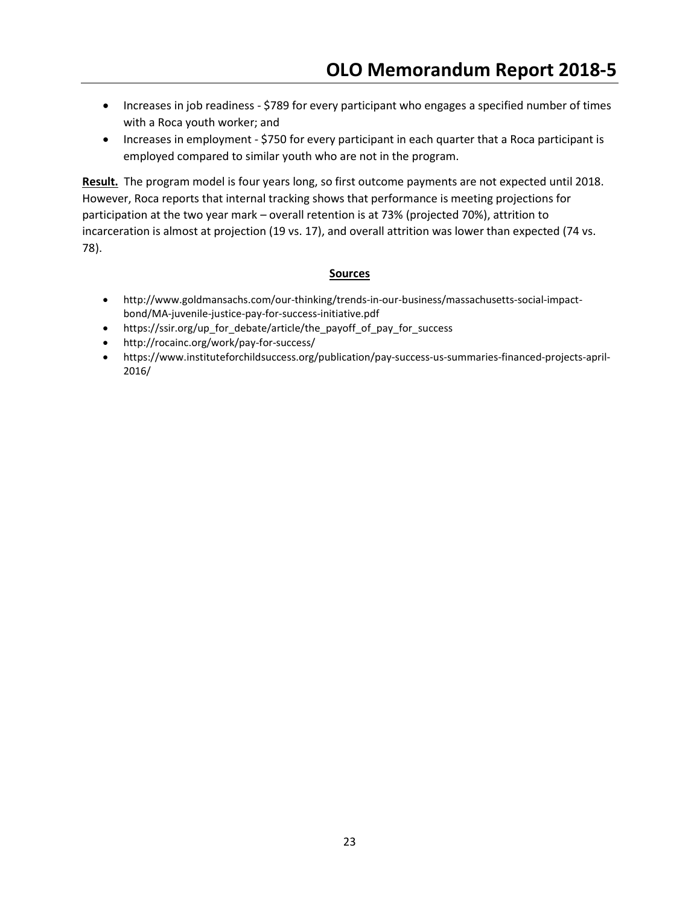- Increases in job readiness - $789 for every participant who engages a specified number of times with a Roca youth worker; and
- Increases in employment - $750 for every participant in each quarter that a Roca participant is employed compared to similar youth who are not in the program.

**Result.** The program model is four years long, so first outcome payments are not expected until 2018. However, Roca reports that internal tracking shows that performance is meeting projections for participation at the two year mark – overall retention is at 73% (projected 70%), attrition to incarceration is almost at projection (19 vs. 17), and overall attrition was lower than expected (74 vs. 78).

**Sources**

- http://www.goldmansachs.com/our-thinking/trends-in-our-business/massachusetts-social-impact-bond/MA-juvenile-justice-pay-for-success-initiative.pdf
- https://ssir.org/up_for_debate/article/the_payoff_of_pay_for_success
- http://rocainc.org/work/pay-for-success/
- https://www.instituteforchildsuccess.org/publication/pay-success-us-summaries-financed-projects-april-2016/